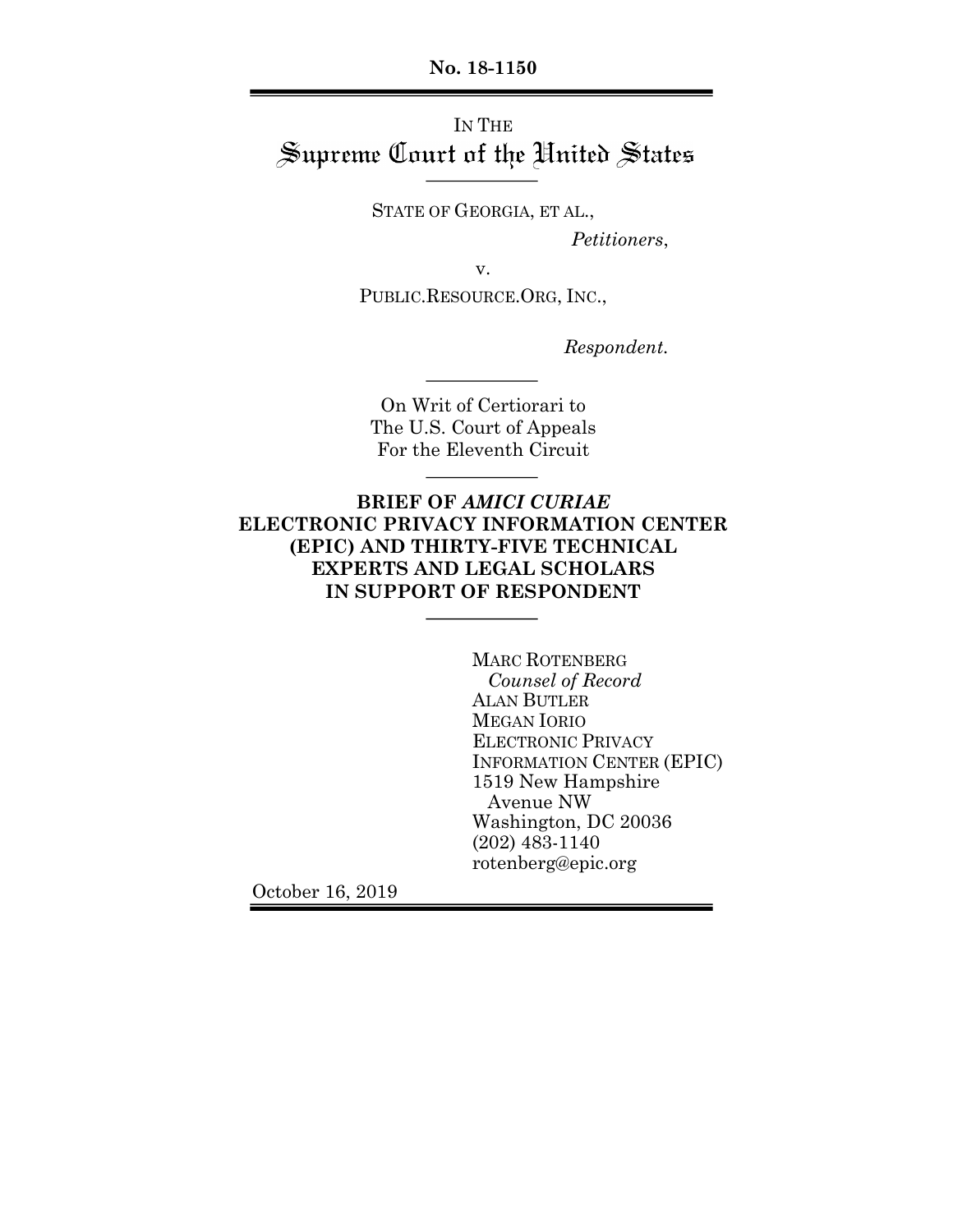**No. 18-1150**

IN THE

# Supreme Court of the United States

STATE OF GEORGIA, ET AL.,

*Petitioners*,

v.

PUBLIC.RESOURCE.ORG, INC.,

*Respondent.*

On Writ of Certiorari to
The U.S. Court of Appeals
For the Eleventh Circuit

**BRIEF OF *AMICI CURIAE* ELECTRONIC PRIVACY INFORMATION CENTER (EPIC) AND THIRTY-FIVE TECHNICAL EXPERTS AND LEGAL SCHOLARS IN SUPPORT OF RESPONDENT**

MARC ROTENBERG
*Counsel of Record*
ALAN BUTLER
MEGAN IORIO
ELECTRONIC PRIVACY INFORMATION CENTER (EPIC)
1519 New Hampshire Avenue NW
Washington, DC 20036
(202) 483-1140
rotenberg@epic.org

October 16, 2019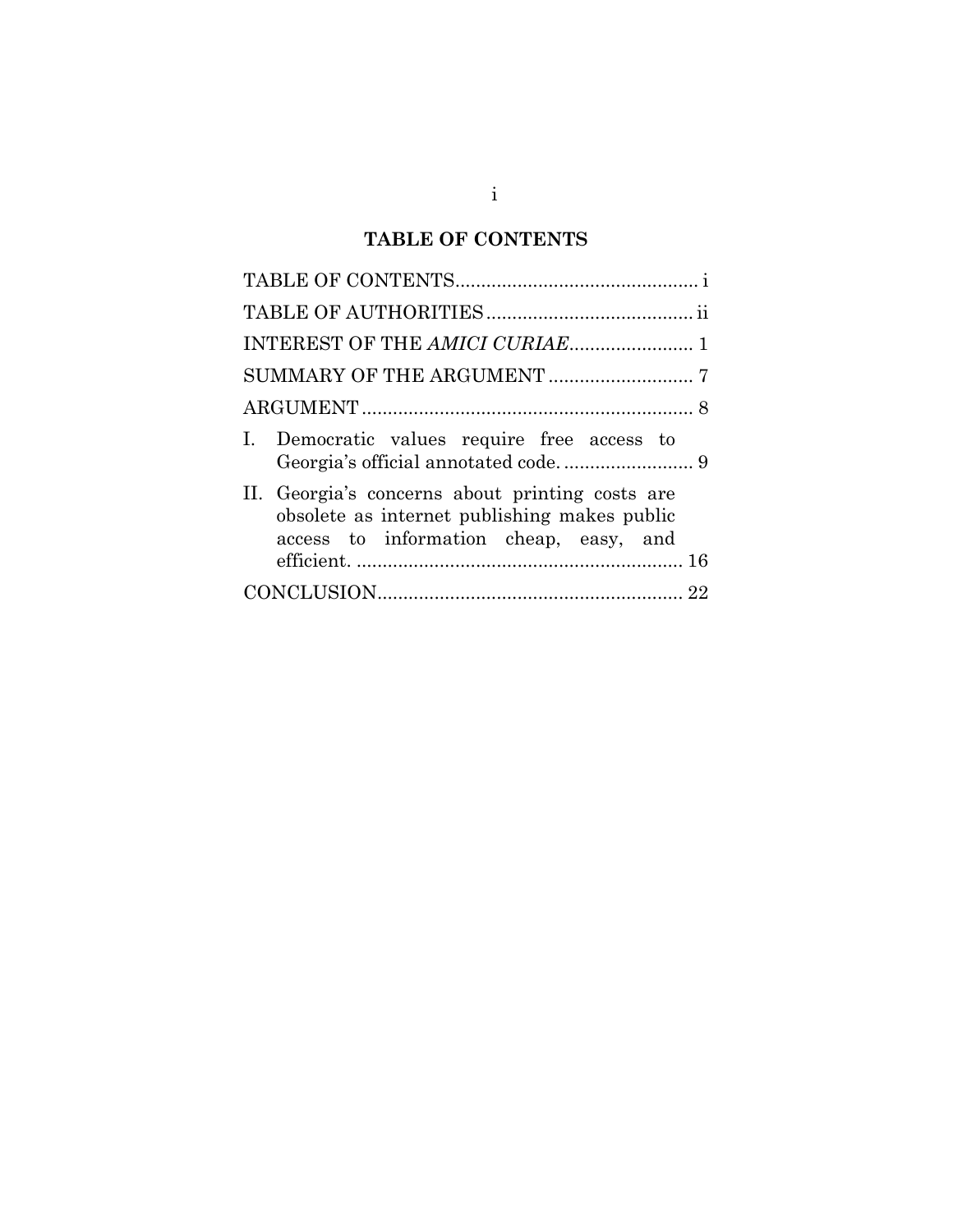## TABLE OF CONTENTS

TABLE OF CONTENTS............................................... i

TABLE OF AUTHORITIES........................................ ii

INTEREST OF THE *AMICI CURIAE*........................ 1

SUMMARY OF THE ARGUMENT ............................ 7

ARGUMENT................................................................ 8

I. Democratic values require free access to Georgia's official annotated code. ......................... 9

II. Georgia's concerns about printing costs are obsolete as internet publishing makes public access to information cheap, easy, and efficient. .............................................................. 16

CONCLUSION.......................................................... 22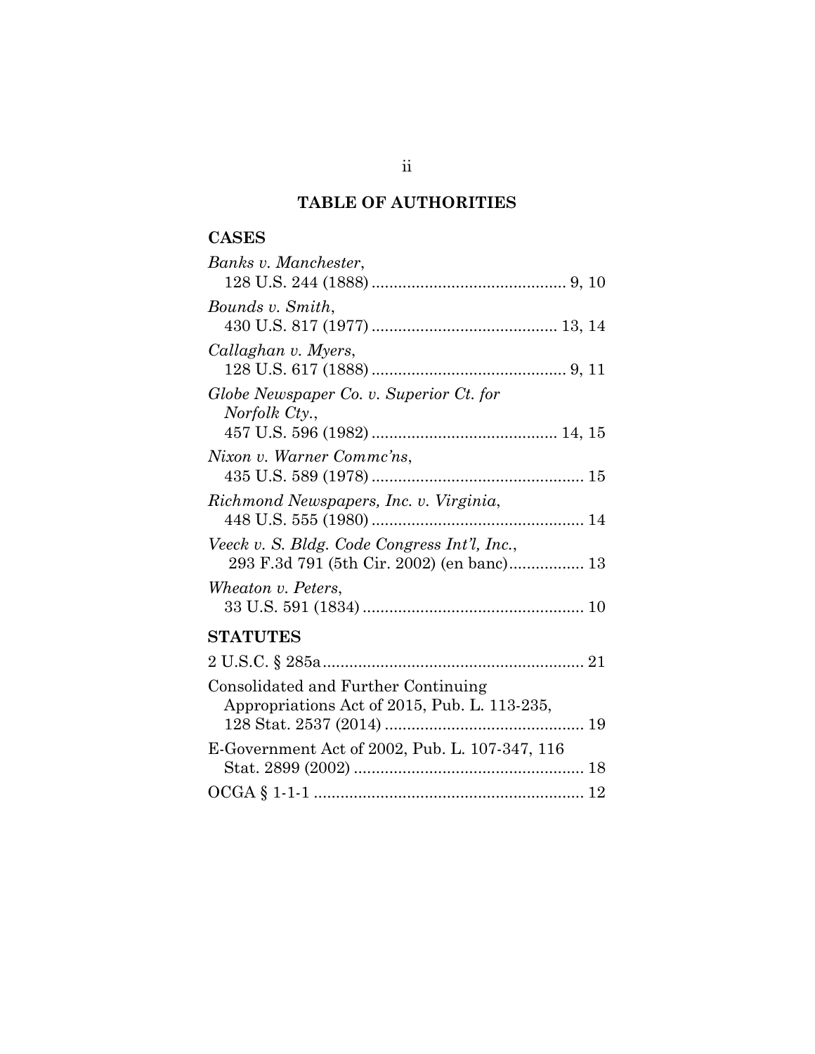## TABLE OF AUTHORITIES

### CASES

*Banks v. Manchester*,
128 U.S. 244 (1888) ........................................... 9, 10

*Bounds v. Smith*,
430 U.S. 817 (1977) ......................................... 13, 14

*Callaghan v. Myers*,
128 U.S. 617 (1888) ........................................... 9, 11

*Globe Newspaper Co. v. Superior Ct. for Norfolk Cty.*,
457 U.S. 596 (1982) ......................................... 14, 15

*Nixon v. Warner Commc'ns*,
435 U.S. 589 (1978) ............................................... 15

*Richmond Newspapers, Inc. v. Virginia*,
448 U.S. 555 (1980) ............................................... 14

*Veeck v. S. Bldg. Code Congress Int'l, Inc.*,
293 F.3d 791 (5th Cir. 2002) (en banc)................. 13

*Wheaton v. Peters*,
33 U.S. 591 (1834) ................................................. 10

### STATUTES

2 U.S.C. § 285a.......................................................... 21

Consolidated and Further Continuing Appropriations Act of 2015, Pub. L. 113-235, 128 Stat. 2537 (2014) ............................................ 19

E-Government Act of 2002, Pub. L. 107-347, 116 Stat. 2899 (2002) ................................................... 18

OCGA § 1-1-1 ............................................................ 12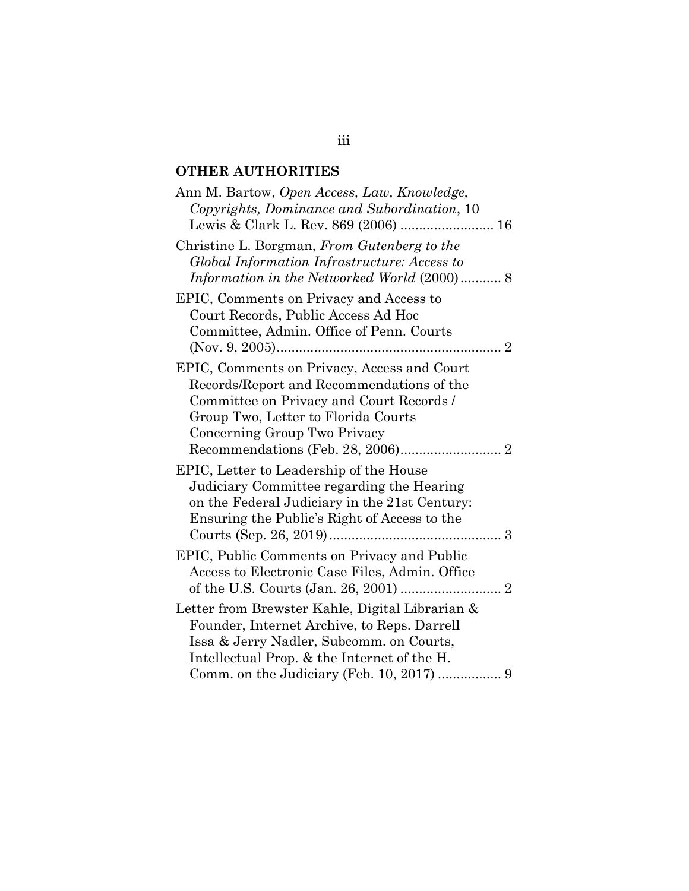## OTHER AUTHORITIES

Ann M. Bartow, *Open Access, Law, Knowledge, Copyrights, Dominance and Subordination*, 10 Lewis & Clark L. Rev. 869 (2006) ........................ 16

Christine L. Borgman, *From Gutenberg to the Global Information Infrastructure: Access to Information in the Networked World* (2000)........... 8

EPIC, Comments on Privacy and Access to Court Records, Public Access Ad Hoc Committee, Admin. Office of Penn. Courts (Nov. 9, 2005)............................................................ 2

EPIC, Comments on Privacy, Access and Court Records/Report and Recommendations of the Committee on Privacy and Court Records / Group Two, Letter to Florida Courts Concerning Group Two Privacy Recommendations (Feb. 28, 2006)........................... 2

EPIC, Letter to Leadership of the House Judiciary Committee regarding the Hearing on the Federal Judiciary in the 21st Century: Ensuring the Public's Right of Access to the Courts (Sep. 26, 2019).............................................. 3

EPIC, Public Comments on Privacy and Public Access to Electronic Case Files, Admin. Office of the U.S. Courts (Jan. 26, 2001) ........................... 2

Letter from Brewster Kahle, Digital Librarian & Founder, Internet Archive, to Reps. Darrell Issa & Jerry Nadler, Subcomm. on Courts, Intellectual Prop. & the Internet of the H. Comm. on the Judiciary (Feb. 10, 2017) ................. 9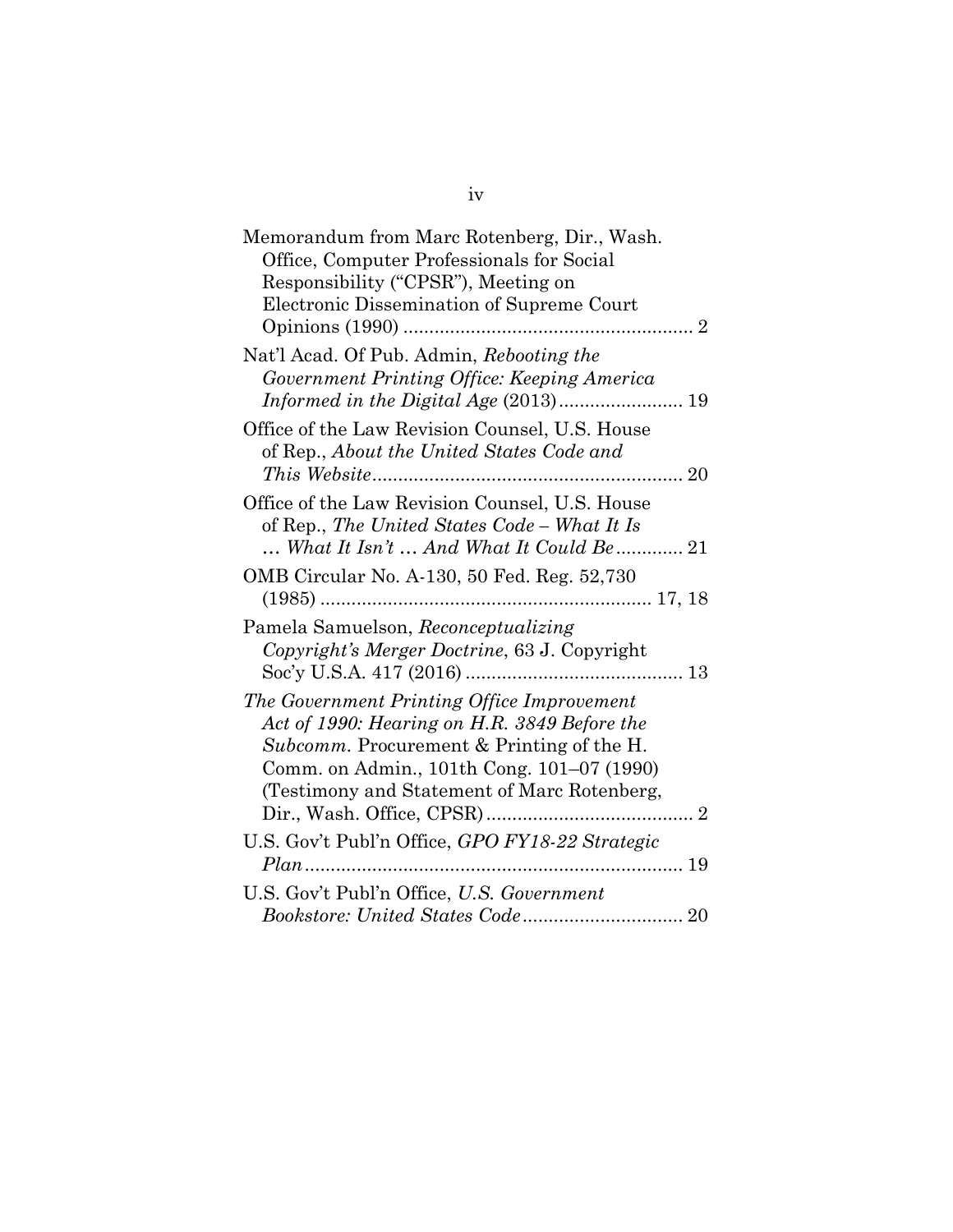Memorandum from Marc Rotenberg, Dir., Wash. Office, Computer Professionals for Social Responsibility ("CPSR"), Meeting on Electronic Dissemination of Supreme Court Opinions (1990) ........................................................ 2

Nat'l Acad. Of Pub. Admin, *Rebooting the Government Printing Office: Keeping America Informed in the Digital Age* (2013)........................ 19

Office of the Law Revision Counsel, U.S. House of Rep., *About the United States Code and This Website*............................................................ 20

Office of the Law Revision Counsel, U.S. House of Rep., *The United States Code – What It Is … What It Isn't … And What It Could Be*............. 21

OMB Circular No. A-130, 50 Fed. Reg. 52,730 (1985) ................................................................ 17, 18

Pamela Samuelson, *Reconceptualizing Copyright's Merger Doctrine*, 63 J. Copyright Soc'y U.S.A. 417 (2016) .......................................... 13

*The Government Printing Office Improvement Act of 1990: Hearing on H.R. 3849 Before the Subcomm.* Procurement & Printing of the H. Comm. on Admin., 101th Cong. 101–07 (1990) (Testimony and Statement of Marc Rotenberg, Dir., Wash. Office, CPSR)........................................ 2

U.S. Gov't Publ'n Office, *GPO FY18-22 Strategic Plan*......................................................................... 19

U.S. Gov't Publ'n Office, *U.S. Government Bookstore: United States Code*............................... 20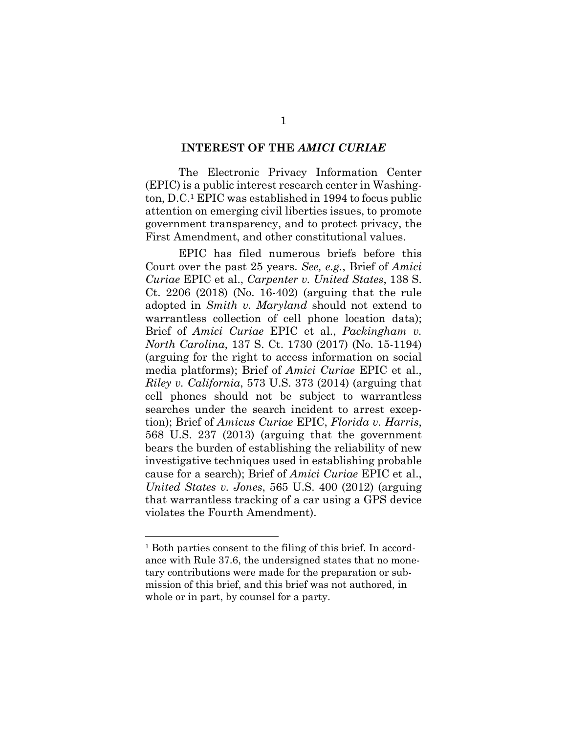## INTEREST OF THE *AMICI CURIAE*

The Electronic Privacy Information Center (EPIC) is a public interest research center in Washington, D.C.[1] EPIC was established in 1994 to focus public attention on emerging civil liberties issues, to promote government transparency, and to protect privacy, the First Amendment, and other constitutional values.

EPIC has filed numerous briefs before this Court over the past 25 years. *See, e.g.*, Brief of *Amici Curiae* EPIC et al., *Carpenter v. United States*, 138 S. Ct. 2206 (2018) (No. 16-402) (arguing that the rule adopted in *Smith v. Maryland* should not extend to warrantless collection of cell phone location data); Brief of *Amici Curiae* EPIC et al., *Packingham v. North Carolina*, 137 S. Ct. 1730 (2017) (No. 15-1194) (arguing for the right to access information on social media platforms); Brief of *Amici Curiae* EPIC et al., *Riley v. California*, 573 U.S. 373 (2014) (arguing that cell phones should not be subject to warrantless searches under the search incident to arrest exception); Brief of *Amicus Curiae* EPIC, *Florida v. Harris*, 568 U.S. 237 (2013) (arguing that the government bears the burden of establishing the reliability of new investigative techniques used in establishing probable cause for a search); Brief of *Amici Curiae* EPIC et al., *United States v. Jones*, 565 U.S. 400 (2012) (arguing that warrantless tracking of a car using a GPS device violates the Fourth Amendment).

---

[1] Both parties consent to the filing of this brief. In accordance with Rule 37.6, the undersigned states that no monetary contributions were made for the preparation or submission of this brief, and this brief was not authored, in whole or in part, by counsel for a party.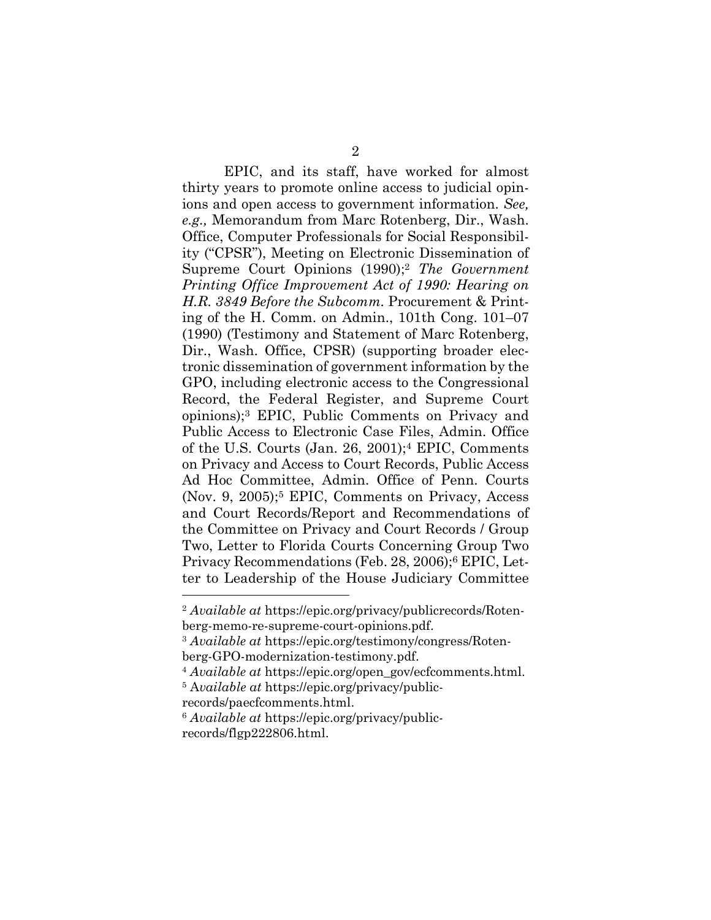EPIC, and its staff, have worked for almost thirty years to promote online access to judicial opinions and open access to government information. *See, e.g.,* Memorandum from Marc Rotenberg, Dir., Wash. Office, Computer Professionals for Social Responsibility ("CPSR"), Meeting on Electronic Dissemination of Supreme Court Opinions (1990);[2] *The Government Printing Office Improvement Act of 1990: Hearing on H.R. 3849 Before the Subcomm.* Procurement & Printing of the H. Comm. on Admin., 101th Cong. 101–07 (1990) (Testimony and Statement of Marc Rotenberg, Dir., Wash. Office, CPSR) (supporting broader electronic dissemination of government information by the GPO, including electronic access to the Congressional Record, the Federal Register, and Supreme Court opinions);[3] EPIC, Public Comments on Privacy and Public Access to Electronic Case Files, Admin. Office of the U.S. Courts (Jan. 26, 2001);[4] EPIC, Comments on Privacy and Access to Court Records, Public Access Ad Hoc Committee, Admin. Office of Penn. Courts (Nov. 9, 2005);[5] EPIC, Comments on Privacy, Access and Court Records/Report and Recommendations of the Committee on Privacy and Court Records / Group Two, Letter to Florida Courts Concerning Group Two Privacy Recommendations (Feb. 28, 2006);[6] EPIC, Letter to Leadership of the House Judiciary Committee

---

[2] *Available at* https://epic.org/privacy/publicrecords/Rotenberg-memo-re-supreme-court-opinions.pdf.

[3] *Available at* https://epic.org/testimony/congress/Rotenberg-GPO-modernization-testimony.pdf.

[4] *Available at* https://epic.org/open_gov/ecfcomments.html.

[5] A*vailable at* https://epic.org/privacy/publicrecords/paecfcomments.html.

[6] *Available at* https://epic.org/privacy/publicrecords/flgp222806.html.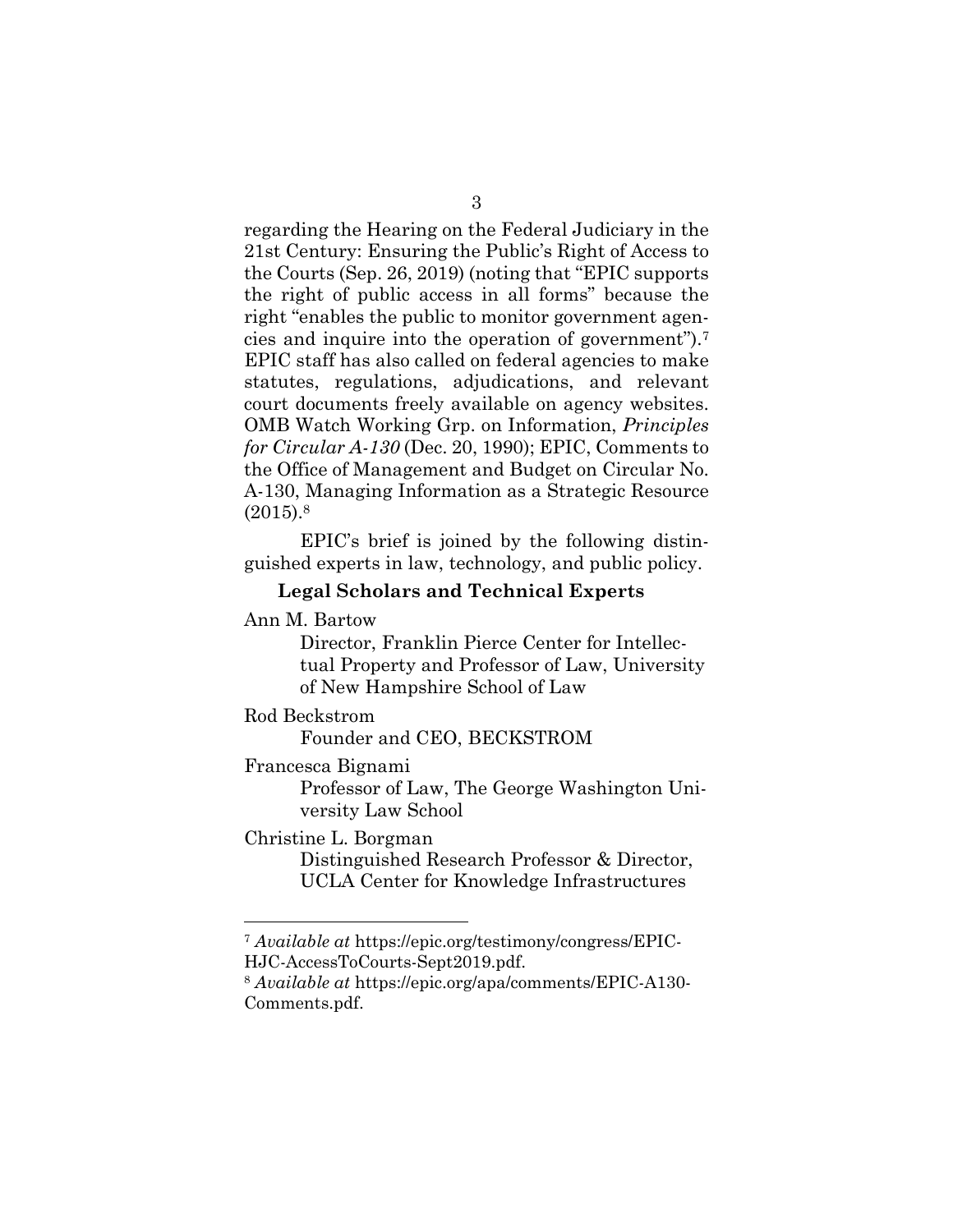regarding the Hearing on the Federal Judiciary in the 21st Century: Ensuring the Public's Right of Access to the Courts (Sep. 26, 2019) (noting that "EPIC supports the right of public access in all forms" because the right "enables the public to monitor government agencies and inquire into the operation of government").[7] EPIC staff has also called on federal agencies to make statutes, regulations, adjudications, and relevant court documents freely available on agency websites. OMB Watch Working Grp. on Information, *Principles for Circular A-130* (Dec. 20, 1990); EPIC, Comments to the Office of Management and Budget on Circular No. A-130, Managing Information as a Strategic Resource (2015).[8]

EPIC's brief is joined by the following distinguished experts in law, technology, and public policy.

**Legal Scholars and Technical Experts**

Ann M. Bartow
  Director, Franklin Pierce Center for Intellectual Property and Professor of Law, University of New Hampshire School of Law

Rod Beckstrom
  Founder and CEO, BECKSTROM

Francesca Bignami
  Professor of Law, The George Washington University Law School

Christine L. Borgman
  Distinguished Research Professor & Director, UCLA Center for Knowledge Infrastructures

---

[7] *Available at* https://epic.org/testimony/congress/EPIC-HJC-AccessToCourts-Sept2019.pdf.

[8] *Available at* https://epic.org/apa/comments/EPIC-A130-Comments.pdf.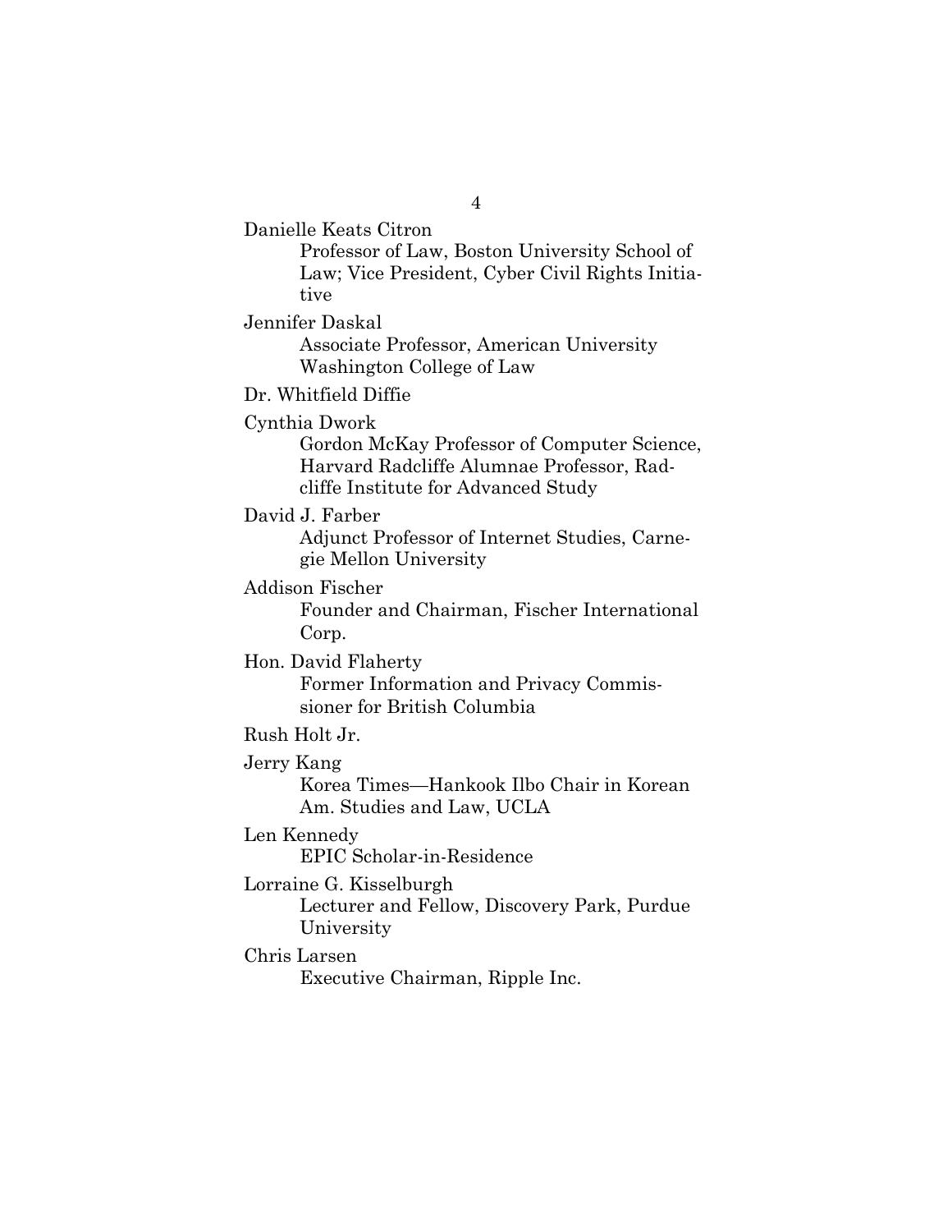Danielle Keats Citron
  Professor of Law, Boston University School of Law; Vice President, Cyber Civil Rights Initiative

Jennifer Daskal
  Associate Professor, American University Washington College of Law

Dr. Whitfield Diffie

Cynthia Dwork
  Gordon McKay Professor of Computer Science, Harvard Radcliffe Alumnae Professor, Radcliffe Institute for Advanced Study

David J. Farber
  Adjunct Professor of Internet Studies, Carnegie Mellon University

Addison Fischer
  Founder and Chairman, Fischer International Corp.

Hon. David Flaherty
  Former Information and Privacy Commissioner for British Columbia

Rush Holt Jr.

Jerry Kang
  Korea Times—Hankook Ilbo Chair in Korean Am. Studies and Law, UCLA

Len Kennedy
  EPIC Scholar-in-Residence

Lorraine G. Kisselburgh
  Lecturer and Fellow, Discovery Park, Purdue University

Chris Larsen
  Executive Chairman, Ripple Inc.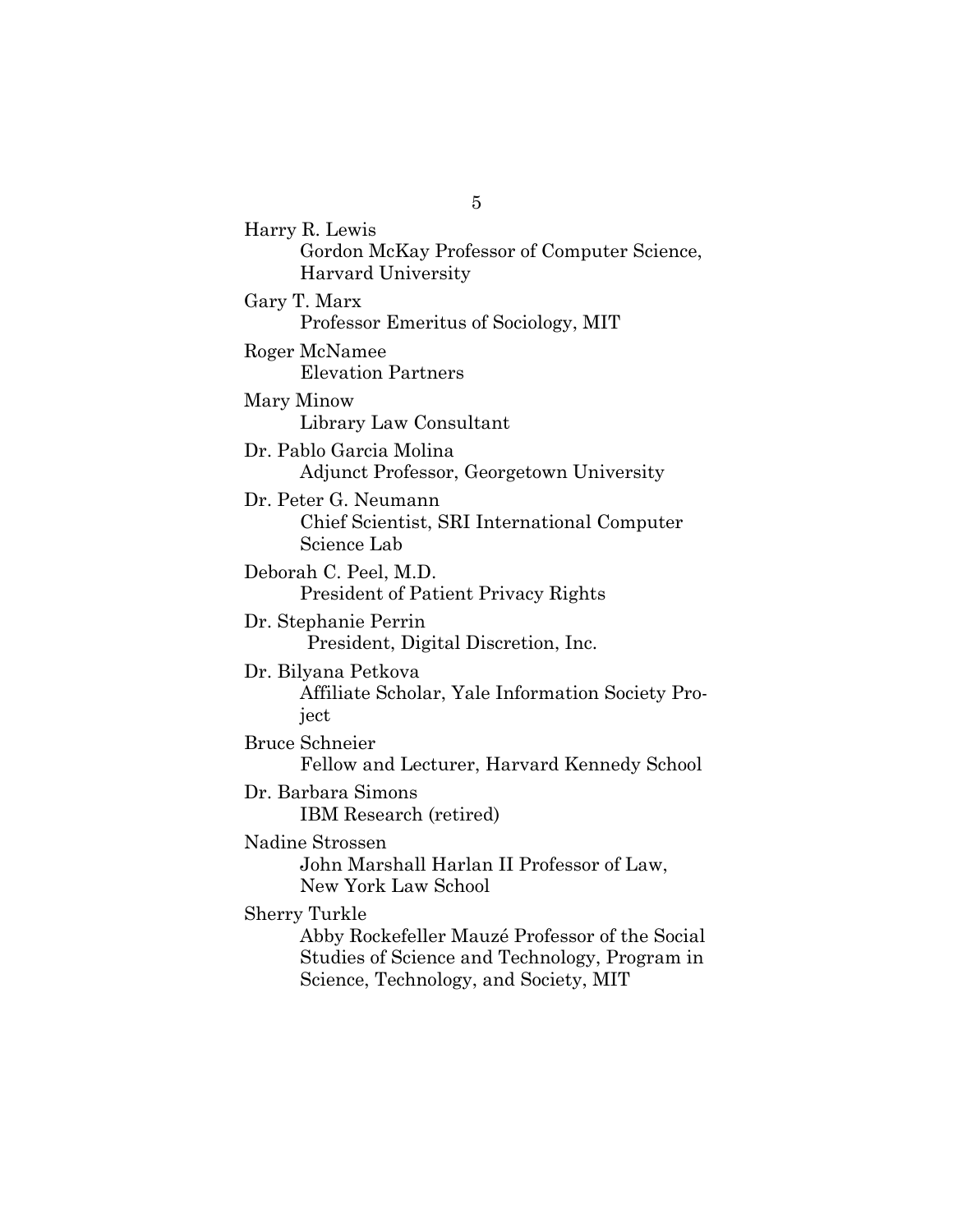Harry R. Lewis
Gordon McKay Professor of Computer Science, Harvard University

Gary T. Marx
Professor Emeritus of Sociology, MIT

Roger McNamee
Elevation Partners

Mary Minow
Library Law Consultant

Dr. Pablo Garcia Molina
Adjunct Professor, Georgetown University

Dr. Peter G. Neumann
Chief Scientist, SRI International Computer Science Lab

Deborah C. Peel, M.D.
President of Patient Privacy Rights

Dr. Stephanie Perrin
President, Digital Discretion, Inc.

Dr. Bilyana Petkova
Affiliate Scholar, Yale Information Society Project

Bruce Schneier
Fellow and Lecturer, Harvard Kennedy School

Dr. Barbara Simons
IBM Research (retired)

Nadine Strossen
John Marshall Harlan II Professor of Law, New York Law School

Sherry Turkle
Abby Rockefeller Mauzé Professor of the Social Studies of Science and Technology, Program in Science, Technology, and Society, MIT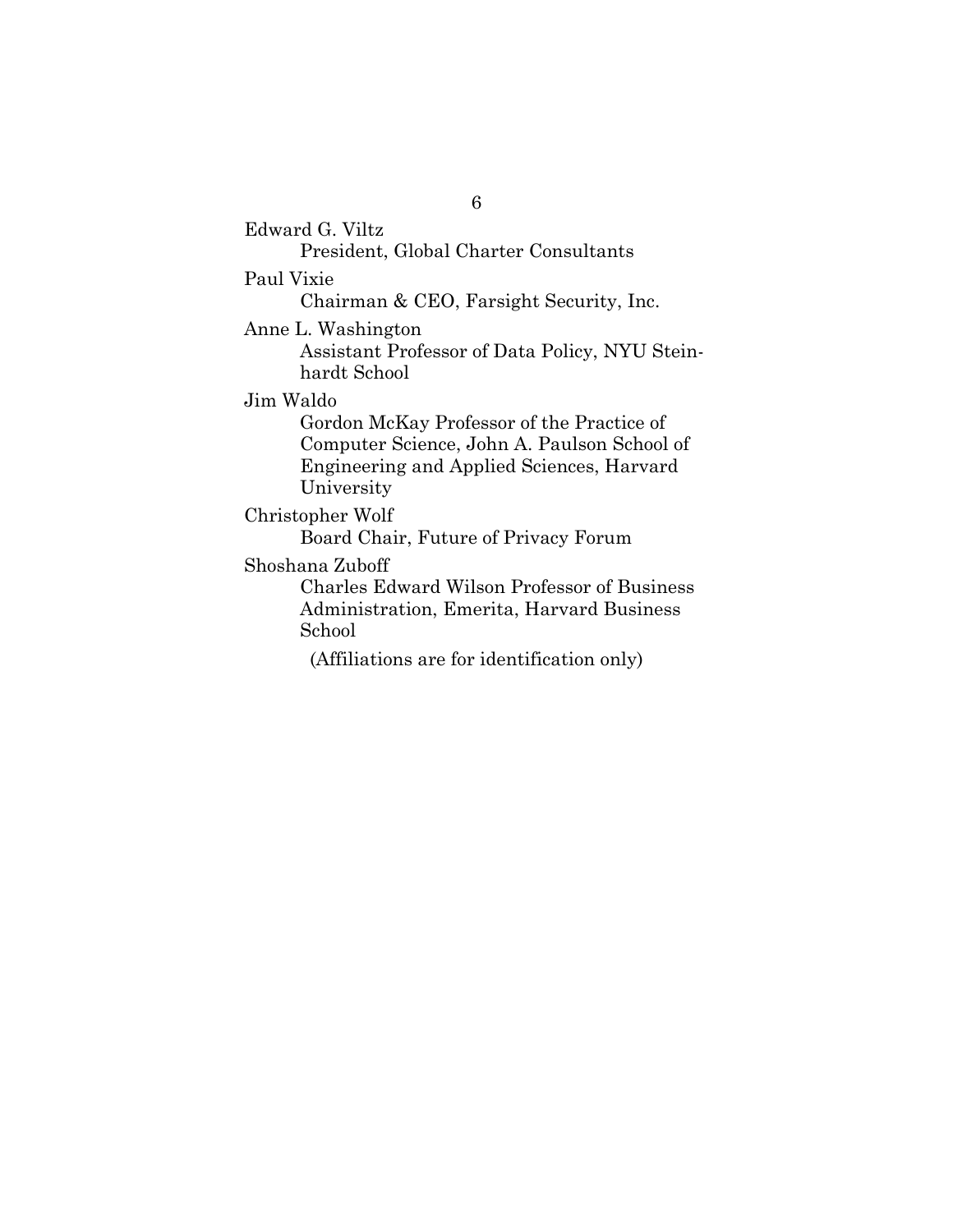Edward G. Viltz
President, Global Charter Consultants

Paul Vixie
Chairman & CEO, Farsight Security, Inc.

Anne L. Washington
Assistant Professor of Data Policy, NYU Steinhardt School

Jim Waldo
Gordon McKay Professor of the Practice of Computer Science, John A. Paulson School of Engineering and Applied Sciences, Harvard University

Christopher Wolf
Board Chair, Future of Privacy Forum

Shoshana Zuboff
Charles Edward Wilson Professor of Business Administration, Emerita, Harvard Business School

(Affiliations are for identification only)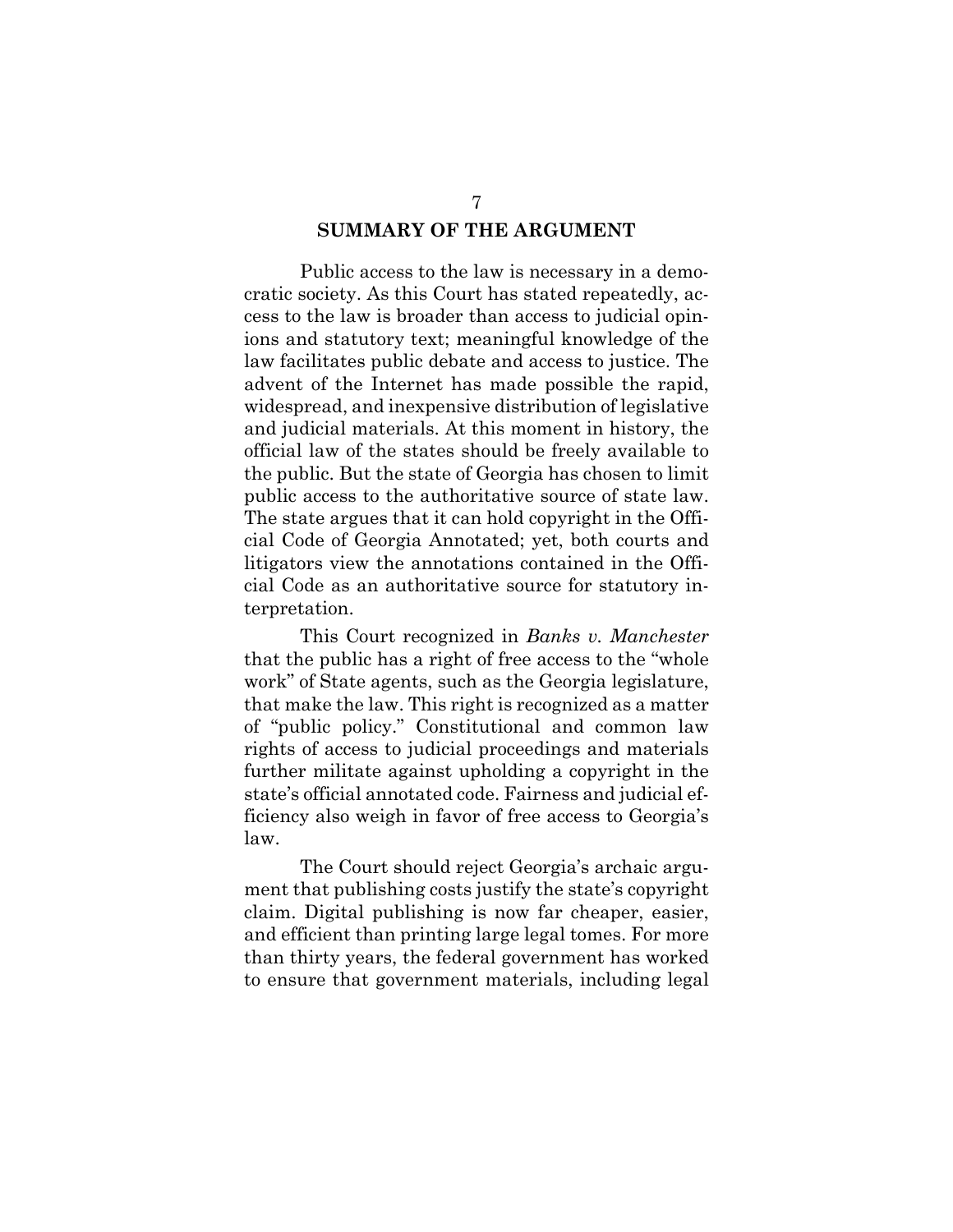## SUMMARY OF THE ARGUMENT

Public access to the law is necessary in a democratic society. As this Court has stated repeatedly, access to the law is broader than access to judicial opinions and statutory text; meaningful knowledge of the law facilitates public debate and access to justice. The advent of the Internet has made possible the rapid, widespread, and inexpensive distribution of legislative and judicial materials. At this moment in history, the official law of the states should be freely available to the public. But the state of Georgia has chosen to limit public access to the authoritative source of state law. The state argues that it can hold copyright in the Official Code of Georgia Annotated; yet, both courts and litigators view the annotations contained in the Official Code as an authoritative source for statutory interpretation.

This Court recognized in *Banks v. Manchester* that the public has a right of free access to the "whole work" of State agents, such as the Georgia legislature, that make the law. This right is recognized as a matter of "public policy." Constitutional and common law rights of access to judicial proceedings and materials further militate against upholding a copyright in the state's official annotated code. Fairness and judicial efficiency also weigh in favor of free access to Georgia's law.

The Court should reject Georgia's archaic argument that publishing costs justify the state's copyright claim. Digital publishing is now far cheaper, easier, and efficient than printing large legal tomes. For more than thirty years, the federal government has worked to ensure that government materials, including legal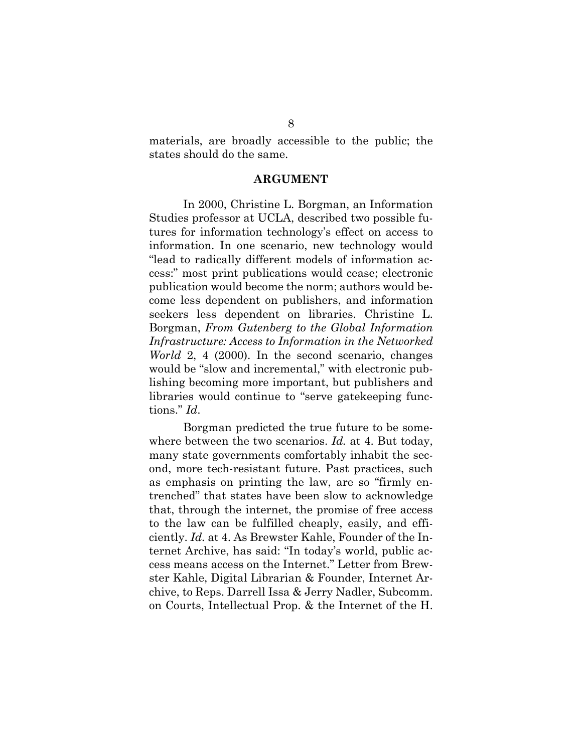materials, are broadly accessible to the public; the states should do the same.

## ARGUMENT

In 2000, Christine L. Borgman, an Information Studies professor at UCLA, described two possible futures for information technology's effect on access to information. In one scenario, new technology would "lead to radically different models of information access:" most print publications would cease; electronic publication would become the norm; authors would become less dependent on publishers, and information seekers less dependent on libraries. Christine L. Borgman, *From Gutenberg to the Global Information Infrastructure: Access to Information in the Networked World* 2, 4 (2000). In the second scenario, changes would be "slow and incremental," with electronic publishing becoming more important, but publishers and libraries would continue to "serve gatekeeping functions." *Id.*

Borgman predicted the true future to be somewhere between the two scenarios. *Id.* at 4. But today, many state governments comfortably inhabit the second, more tech-resistant future. Past practices, such as emphasis on printing the law, are so "firmly entrenched" that states have been slow to acknowledge that, through the internet, the promise of free access to the law can be fulfilled cheaply, easily, and efficiently. *Id.* at 4. As Brewster Kahle, Founder of the Internet Archive, has said: "In today's world, public access means access on the Internet." Letter from Brewster Kahle, Digital Librarian & Founder, Internet Archive, to Reps. Darrell Issa & Jerry Nadler, Subcomm. on Courts, Intellectual Prop. & the Internet of the H.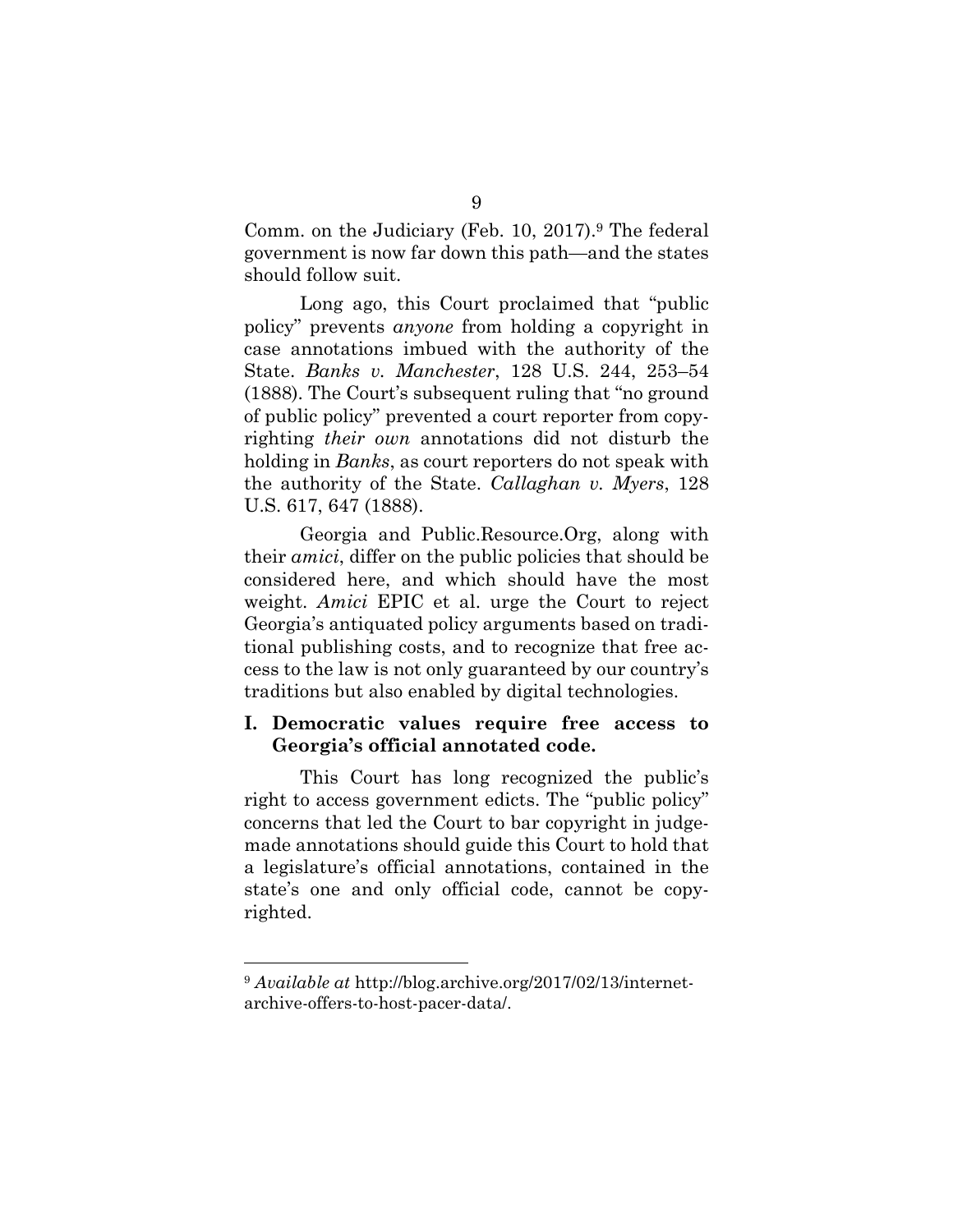Comm. on the Judiciary (Feb. 10, 2017).[9] The federal government is now far down this path—and the states should follow suit.

Long ago, this Court proclaimed that "public policy" prevents *anyone* from holding a copyright in case annotations imbued with the authority of the State. *Banks v. Manchester*, 128 U.S. 244, 253–54 (1888). The Court's subsequent ruling that "no ground of public policy" prevented a court reporter from copyrighting *their own* annotations did not disturb the holding in *Banks*, as court reporters do not speak with the authority of the State. *Callaghan v. Myers*, 128 U.S. 617, 647 (1888).

Georgia and Public.Resource.Org, along with their *amici*, differ on the public policies that should be considered here, and which should have the most weight. *Amici* EPIC et al. urge the Court to reject Georgia's antiquated policy arguments based on traditional publishing costs, and to recognize that free access to the law is not only guaranteed by our country's traditions but also enabled by digital technologies.

## I. Democratic values require free access to Georgia's official annotated code.

This Court has long recognized the public's right to access government edicts. The "public policy" concerns that led the Court to bar copyright in judge-made annotations should guide this Court to hold that a legislature's official annotations, contained in the state's one and only official code, cannot be copyrighted.

---

[9] *Available at* http://blog.archive.org/2017/02/13/internet-archive-offers-to-host-pacer-data/.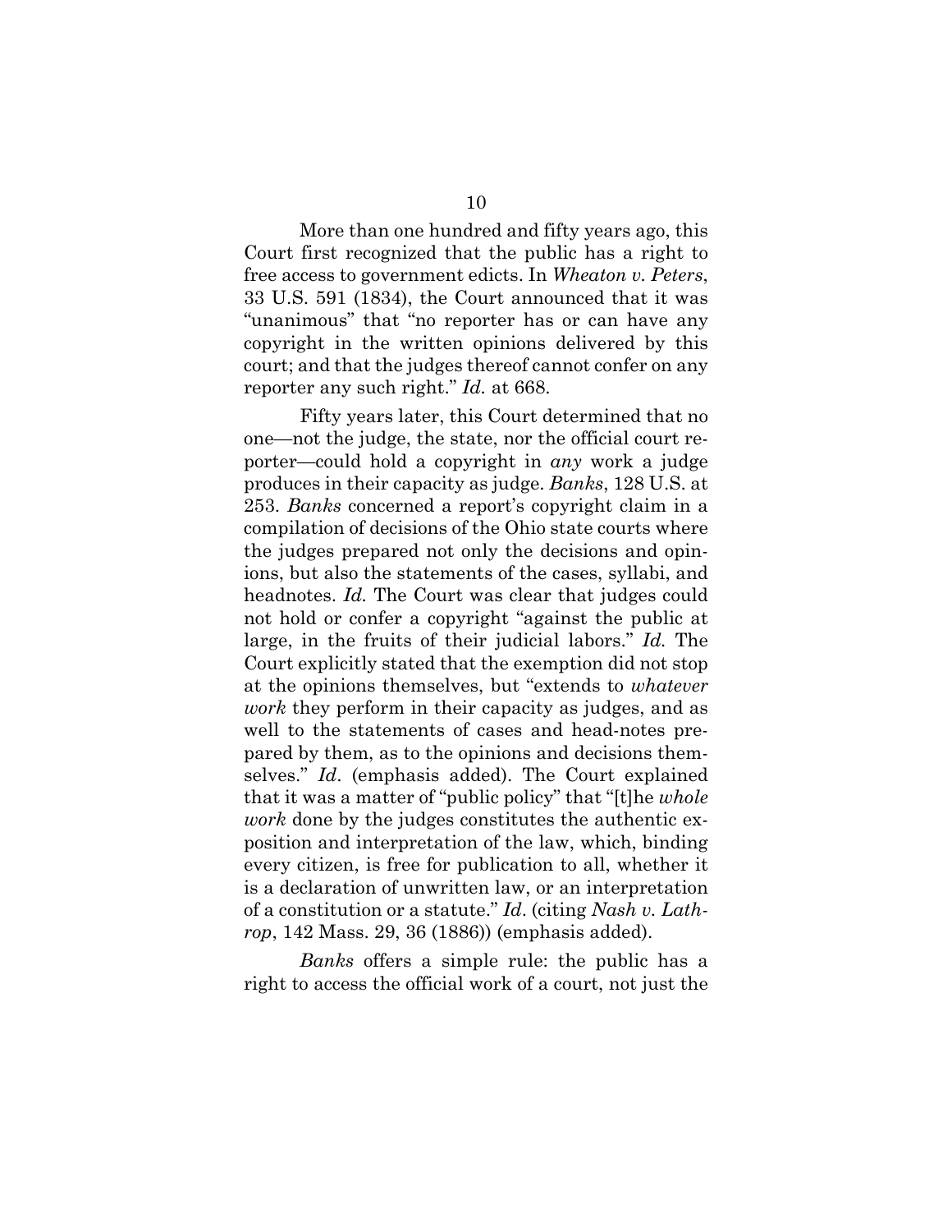More than one hundred and fifty years ago, this Court first recognized that the public has a right to free access to government edicts. In *Wheaton v. Peters*, 33 U.S. 591 (1834), the Court announced that it was "unanimous" that "no reporter has or can have any copyright in the written opinions delivered by this court; and that the judges thereof cannot confer on any reporter any such right." *Id.* at 668.

Fifty years later, this Court determined that no one—not the judge, the state, nor the official court reporter—could hold a copyright in *any* work a judge produces in their capacity as judge. *Banks*, 128 U.S. at 253. *Banks* concerned a report's copyright claim in a compilation of decisions of the Ohio state courts where the judges prepared not only the decisions and opinions, but also the statements of the cases, syllabi, and headnotes. *Id.* The Court was clear that judges could not hold or confer a copyright "against the public at large, in the fruits of their judicial labors." *Id.* The Court explicitly stated that the exemption did not stop at the opinions themselves, but "extends to *whatever work* they perform in their capacity as judges, and as well to the statements of cases and head-notes prepared by them, as to the opinions and decisions themselves." *Id*. (emphasis added). The Court explained that it was a matter of "public policy" that "[t]he *whole work* done by the judges constitutes the authentic exposition and interpretation of the law, which, binding every citizen, is free for publication to all, whether it is a declaration of unwritten law, or an interpretation of a constitution or a statute." *Id*. (citing *Nash v. Lathrop*, 142 Mass. 29, 36 (1886)) (emphasis added).

*Banks* offers a simple rule: the public has a right to access the official work of a court, not just the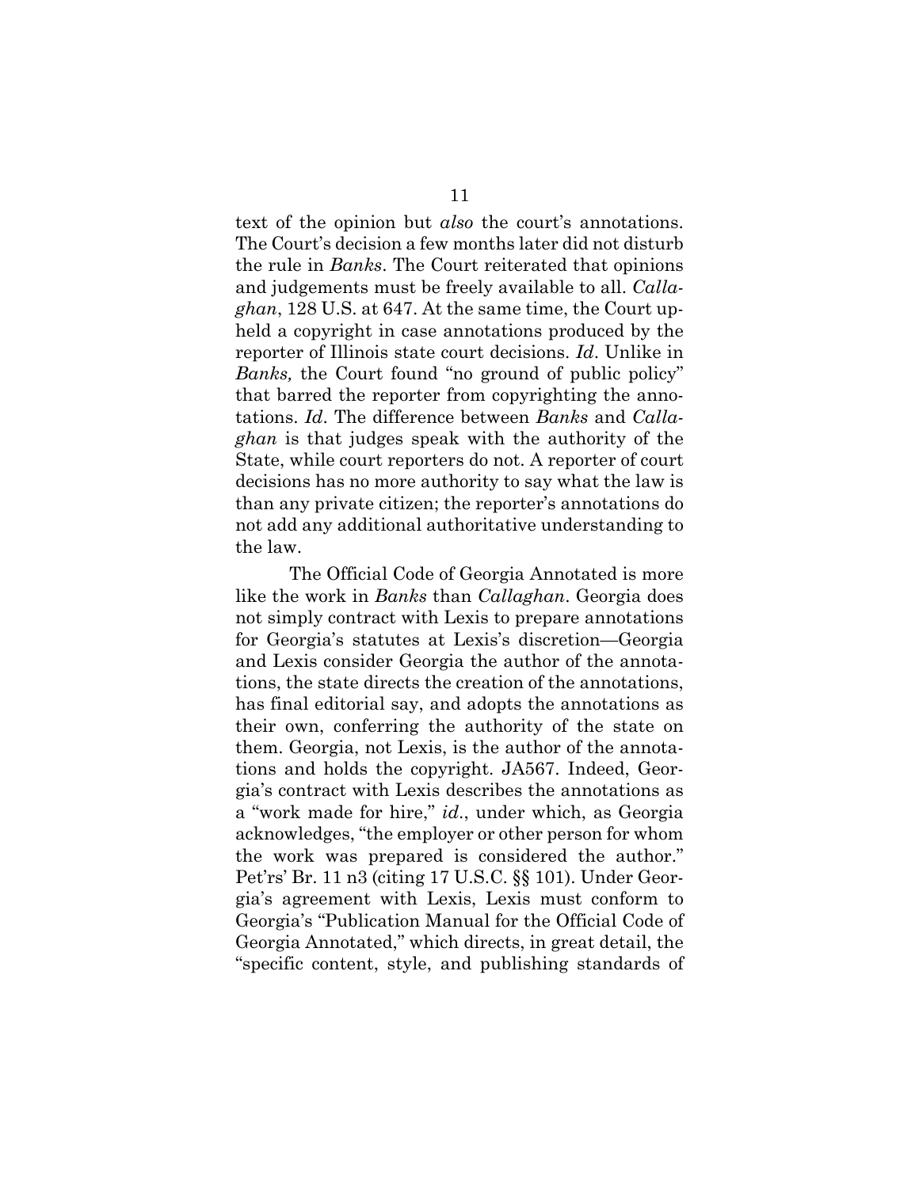text of the opinion but *also* the court's annotations. The Court's decision a few months later did not disturb the rule in *Banks*. The Court reiterated that opinions and judgements must be freely available to all. *Callaghan*, 128 U.S. at 647. At the same time, the Court upheld a copyright in case annotations produced by the reporter of Illinois state court decisions. *Id*. Unlike in *Banks,* the Court found "no ground of public policy" that barred the reporter from copyrighting the annotations. *Id*. The difference between *Banks* and *Callaghan* is that judges speak with the authority of the State, while court reporters do not. A reporter of court decisions has no more authority to say what the law is than any private citizen; the reporter's annotations do not add any additional authoritative understanding to the law.

The Official Code of Georgia Annotated is more like the work in *Banks* than *Callaghan*. Georgia does not simply contract with Lexis to prepare annotations for Georgia's statutes at Lexis's discretion—Georgia and Lexis consider Georgia the author of the annotations, the state directs the creation of the annotations, has final editorial say, and adopts the annotations as their own, conferring the authority of the state on them. Georgia, not Lexis, is the author of the annotations and holds the copyright. JA567. Indeed, Georgia's contract with Lexis describes the annotations as a "work made for hire," *id*., under which, as Georgia acknowledges, "the employer or other person for whom the work was prepared is considered the author." Pet'rs' Br. 11 n3 (citing 17 U.S.C. §§ 101). Under Georgia's agreement with Lexis, Lexis must conform to Georgia's "Publication Manual for the Official Code of Georgia Annotated," which directs, in great detail, the "specific content, style, and publishing standards of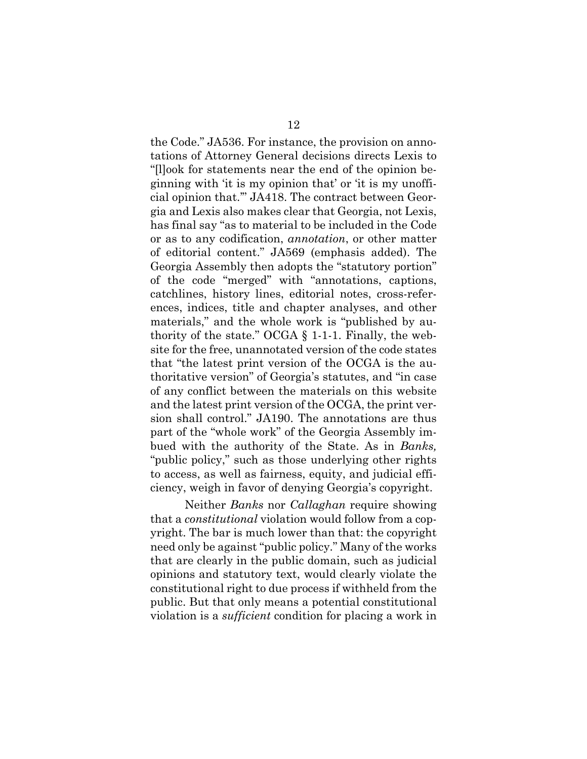the Code." JA536. For instance, the provision on annotations of Attorney General decisions directs Lexis to "[l]ook for statements near the end of the opinion beginning with 'it is my opinion that' or 'it is my unofficial opinion that.'" JA418. The contract between Georgia and Lexis also makes clear that Georgia, not Lexis, has final say "as to material to be included in the Code or as to any codification, *annotation*, or other matter of editorial content." JA569 (emphasis added). The Georgia Assembly then adopts the "statutory portion" of the code "merged" with "annotations, captions, catchlines, history lines, editorial notes, cross-references, indices, title and chapter analyses, and other materials," and the whole work is "published by authority of the state." OCGA § 1-1-1. Finally, the website for the free, unannotated version of the code states that "the latest print version of the OCGA is the authoritative version" of Georgia's statutes, and "in case of any conflict between the materials on this website and the latest print version of the OCGA, the print version shall control." JA190. The annotations are thus part of the "whole work" of the Georgia Assembly imbued with the authority of the State. As in *Banks,* "public policy," such as those underlying other rights to access, as well as fairness, equity, and judicial efficiency, weigh in favor of denying Georgia's copyright.

Neither *Banks* nor *Callaghan* require showing that a *constitutional* violation would follow from a copyright. The bar is much lower than that: the copyright need only be against "public policy." Many of the works that are clearly in the public domain, such as judicial opinions and statutory text, would clearly violate the constitutional right to due process if withheld from the public. But that only means a potential constitutional violation is a *sufficient* condition for placing a work in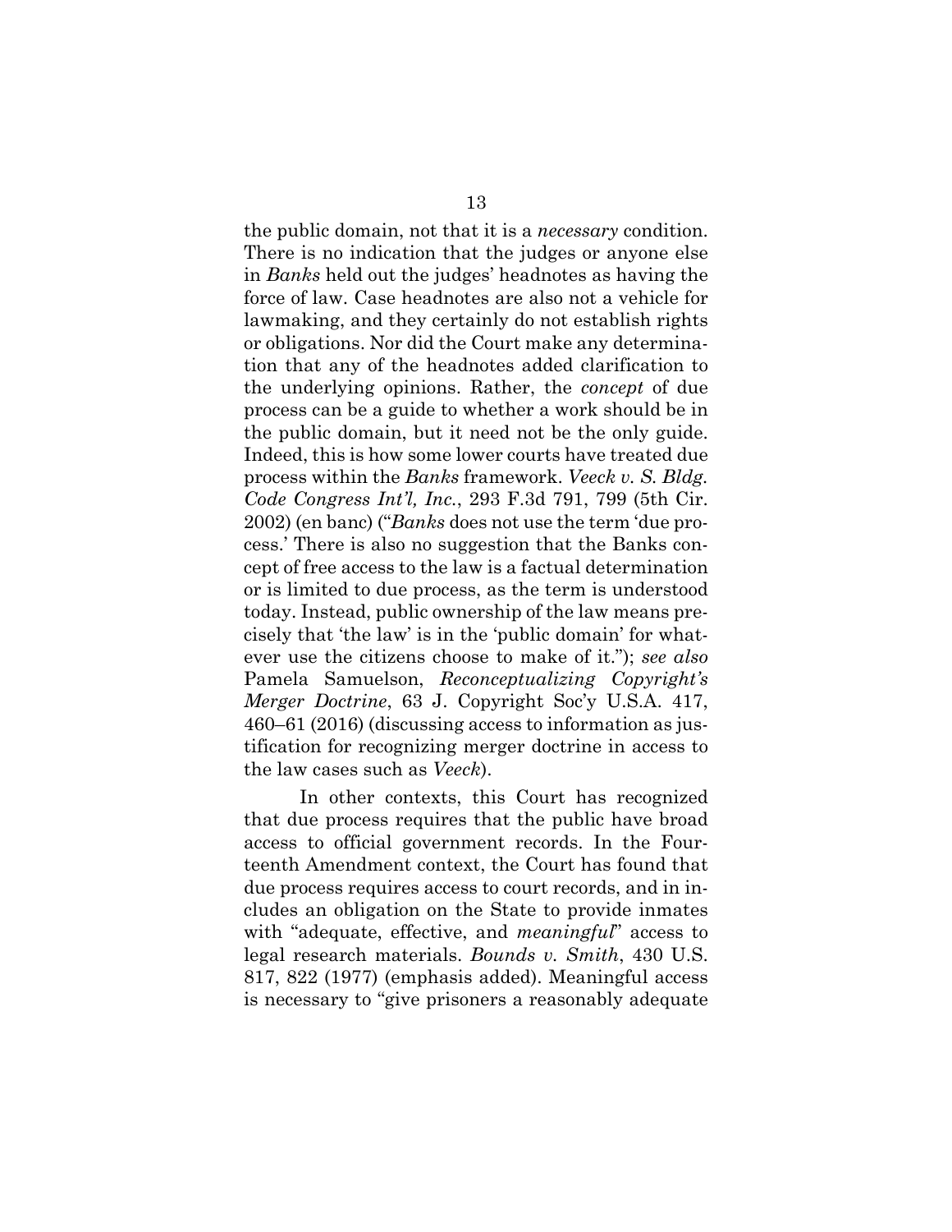the public domain, not that it is a *necessary* condition. There is no indication that the judges or anyone else in *Banks* held out the judges' headnotes as having the force of law. Case headnotes are also not a vehicle for lawmaking, and they certainly do not establish rights or obligations. Nor did the Court make any determination that any of the headnotes added clarification to the underlying opinions. Rather, the *concept* of due process can be a guide to whether a work should be in the public domain, but it need not be the only guide. Indeed, this is how some lower courts have treated due process within the *Banks* framework. *Veeck v. S. Bldg. Code Congress Int'l, Inc.*, 293 F.3d 791, 799 (5th Cir. 2002) (en banc) ("*Banks* does not use the term 'due process.' There is also no suggestion that the Banks concept of free access to the law is a factual determination or is limited to due process, as the term is understood today. Instead, public ownership of the law means precisely that 'the law' is in the 'public domain' for whatever use the citizens choose to make of it."); *see also* Pamela Samuelson, *Reconceptualizing Copyright's Merger Doctrine*, 63 J. Copyright Soc'y U.S.A. 417, 460–61 (2016) (discussing access to information as justification for recognizing merger doctrine in access to the law cases such as *Veeck*).

In other contexts, this Court has recognized that due process requires that the public have broad access to official government records. In the Fourteenth Amendment context, the Court has found that due process requires access to court records, and includes an obligation on the State to provide inmates with "adequate, effective, and *meaningful*" access to legal research materials. *Bounds v. Smith*, 430 U.S. 817, 822 (1977) (emphasis added). Meaningful access is necessary to "give prisoners a reasonably adequate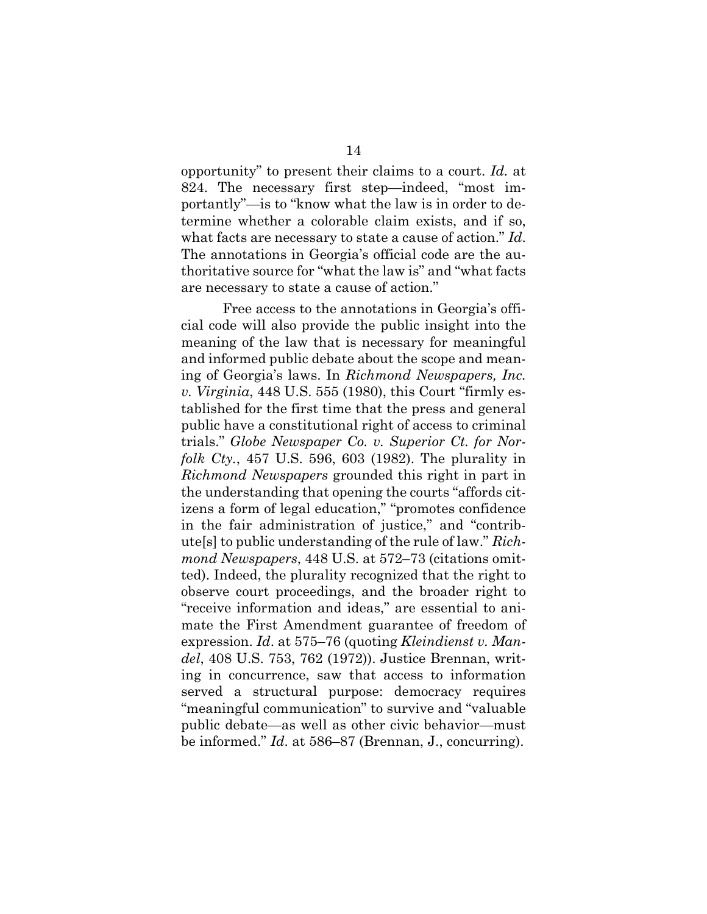opportunity" to present their claims to a court. *Id.* at 824. The necessary first step—indeed, "most importantly"—is to "know what the law is in order to determine whether a colorable claim exists, and if so, what facts are necessary to state a cause of action." *Id.* The annotations in Georgia's official code are the authoritative source for "what the law is" and "what facts are necessary to state a cause of action."

Free access to the annotations in Georgia's official code will also provide the public insight into the meaning of the law that is necessary for meaningful and informed public debate about the scope and meaning of Georgia's laws. In *Richmond Newspapers, Inc. v. Virginia*, 448 U.S. 555 (1980), this Court "firmly established for the first time that the press and general public have a constitutional right of access to criminal trials." *Globe Newspaper Co. v. Superior Ct. for Norfolk Cty.*, 457 U.S. 596, 603 (1982). The plurality in *Richmond Newspapers* grounded this right in part in the understanding that opening the courts "affords citizens a form of legal education," "promotes confidence in the fair administration of justice," and "contribute[s] to public understanding of the rule of law." *Richmond Newspapers*, 448 U.S. at 572–73 (citations omitted). Indeed, the plurality recognized that the right to observe court proceedings, and the broader right to "receive information and ideas," are essential to animate the First Amendment guarantee of freedom of expression. *Id.* at 575–76 (quoting *Kleindienst v. Mandel*, 408 U.S. 753, 762 (1972)). Justice Brennan, writing in concurrence, saw that access to information served a structural purpose: democracy requires "meaningful communication" to survive and "valuable public debate—as well as other civic behavior—must be informed." *Id.* at 586–87 (Brennan, J., concurring).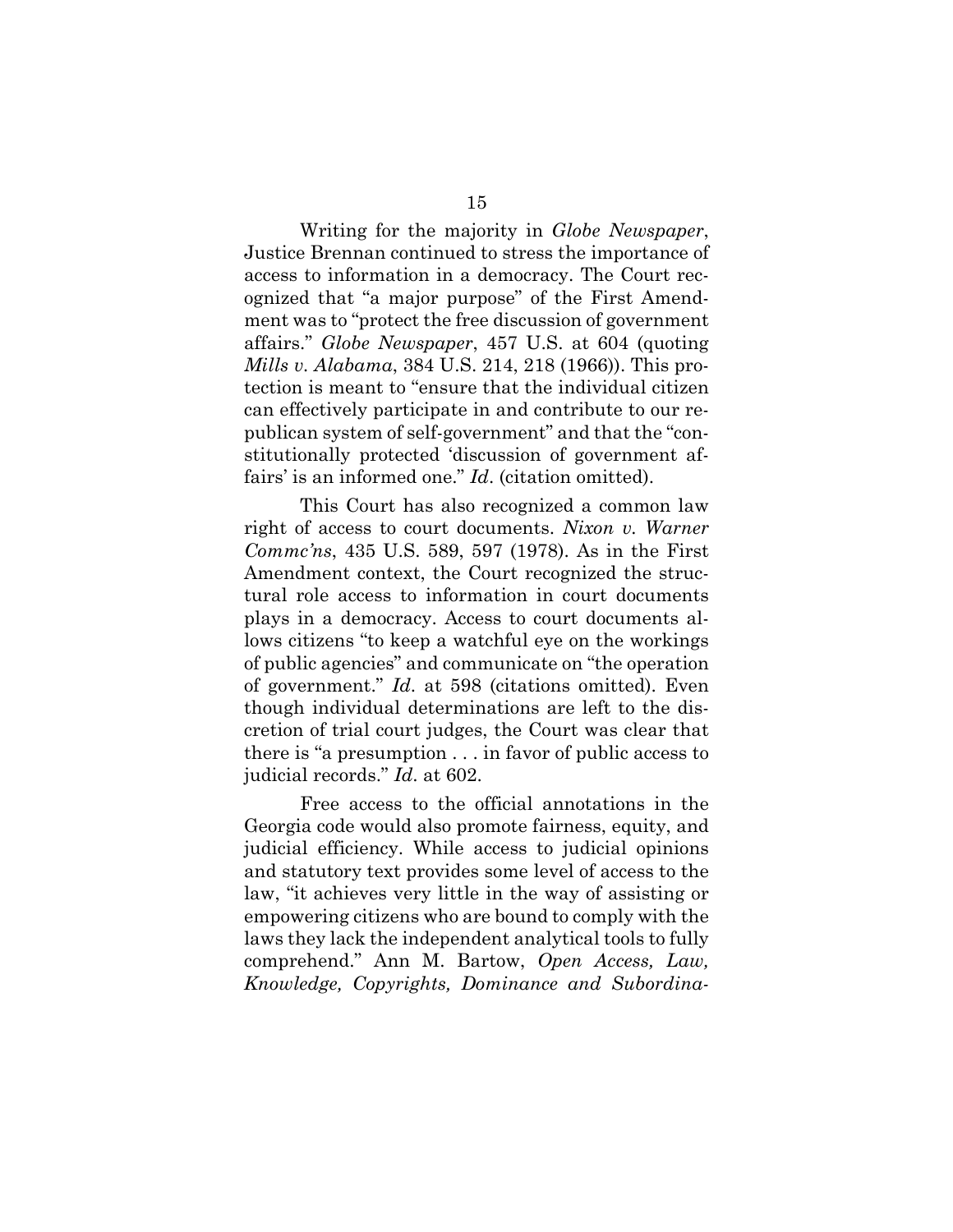Writing for the majority in *Globe Newspaper*, Justice Brennan continued to stress the importance of access to information in a democracy. The Court recognized that "a major purpose" of the First Amendment was to "protect the free discussion of government affairs." *Globe Newspaper*, 457 U.S. at 604 (quoting *Mills v. Alabama*, 384 U.S. 214, 218 (1966)). This protection is meant to "ensure that the individual citizen can effectively participate in and contribute to our republican system of self-government" and that the "constitutionally protected 'discussion of government affairs' is an informed one." *Id*. (citation omitted).

This Court has also recognized a common law right of access to court documents. *Nixon v. Warner Commc'ns*, 435 U.S. 589, 597 (1978). As in the First Amendment context, the Court recognized the structural role access to information in court documents plays in a democracy. Access to court documents allows citizens "to keep a watchful eye on the workings of public agencies" and communicate on "the operation of government." *Id*. at 598 (citations omitted). Even though individual determinations are left to the discretion of trial court judges, the Court was clear that there is "a presumption . . . in favor of public access to judicial records." *Id*. at 602.

Free access to the official annotations in the Georgia code would also promote fairness, equity, and judicial efficiency. While access to judicial opinions and statutory text provides some level of access to the law, "it achieves very little in the way of assisting or empowering citizens who are bound to comply with the laws they lack the independent analytical tools to fully comprehend." Ann M. Bartow, *Open Access, Law, Knowledge, Copyrights, Dominance and Subordina-*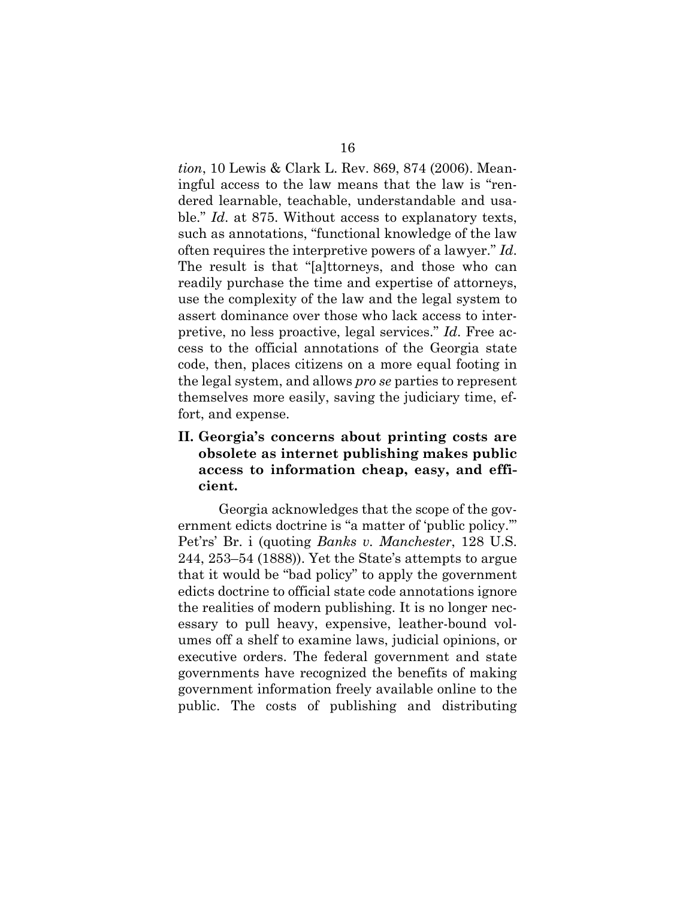*tion*, 10 Lewis & Clark L. Rev. 869, 874 (2006). Meaningful access to the law means that the law is "rendered learnable, teachable, understandable and usable." *Id*. at 875. Without access to explanatory texts, such as annotations, "functional knowledge of the law often requires the interpretive powers of a lawyer." *Id*. The result is that "[a]ttorneys, and those who can readily purchase the time and expertise of attorneys, use the complexity of the law and the legal system to assert dominance over those who lack access to interpretive, no less proactive, legal services." *Id*. Free access to the official annotations of the Georgia state code, then, places citizens on a more equal footing in the legal system, and allows *pro se* parties to represent themselves more easily, saving the judiciary time, effort, and expense.

## II. Georgia's concerns about printing costs are obsolete as internet publishing makes public access to information cheap, easy, and efficient.

Georgia acknowledges that the scope of the government edicts doctrine is "a matter of 'public policy.'" Pet'rs' Br. i (quoting *Banks v. Manchester*, 128 U.S. 244, 253–54 (1888)). Yet the State's attempts to argue that it would be "bad policy" to apply the government edicts doctrine to official state code annotations ignore the realities of modern publishing. It is no longer necessary to pull heavy, expensive, leather-bound volumes off a shelf to examine laws, judicial opinions, or executive orders. The federal government and state governments have recognized the benefits of making government information freely available online to the public. The costs of publishing and distributing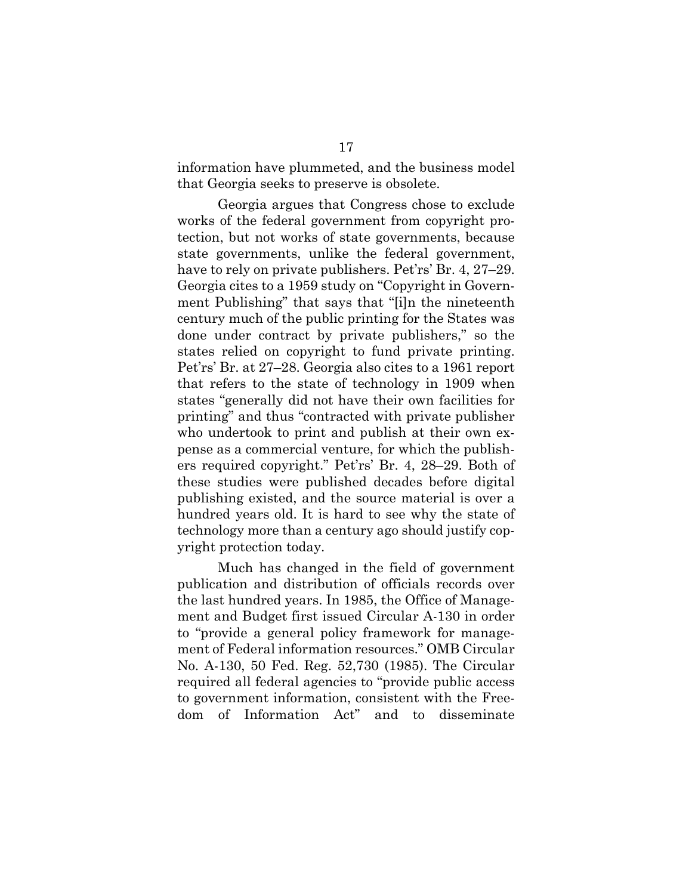information have plummeted, and the business model that Georgia seeks to preserve is obsolete.

Georgia argues that Congress chose to exclude works of the federal government from copyright protection, but not works of state governments, because state governments, unlike the federal government, have to rely on private publishers. Pet'rs' Br. 4, 27–29. Georgia cites to a 1959 study on "Copyright in Government Publishing" that says that "[i]n the nineteenth century much of the public printing for the States was done under contract by private publishers," so the states relied on copyright to fund private printing. Pet'rs' Br. at 27–28. Georgia also cites to a 1961 report that refers to the state of technology in 1909 when states "generally did not have their own facilities for printing" and thus "contracted with private publisher who undertook to print and publish at their own expense as a commercial venture, for which the publishers required copyright." Pet'rs' Br. 4, 28–29. Both of these studies were published decades before digital publishing existed, and the source material is over a hundred years old. It is hard to see why the state of technology more than a century ago should justify copyright protection today.

Much has changed in the field of government publication and distribution of officials records over the last hundred years. In 1985, the Office of Management and Budget first issued Circular A-130 in order to "provide a general policy framework for management of Federal information resources." OMB Circular No. A-130, 50 Fed. Reg. 52,730 (1985). The Circular required all federal agencies to "provide public access to government information, consistent with the Freedom of Information Act" and to disseminate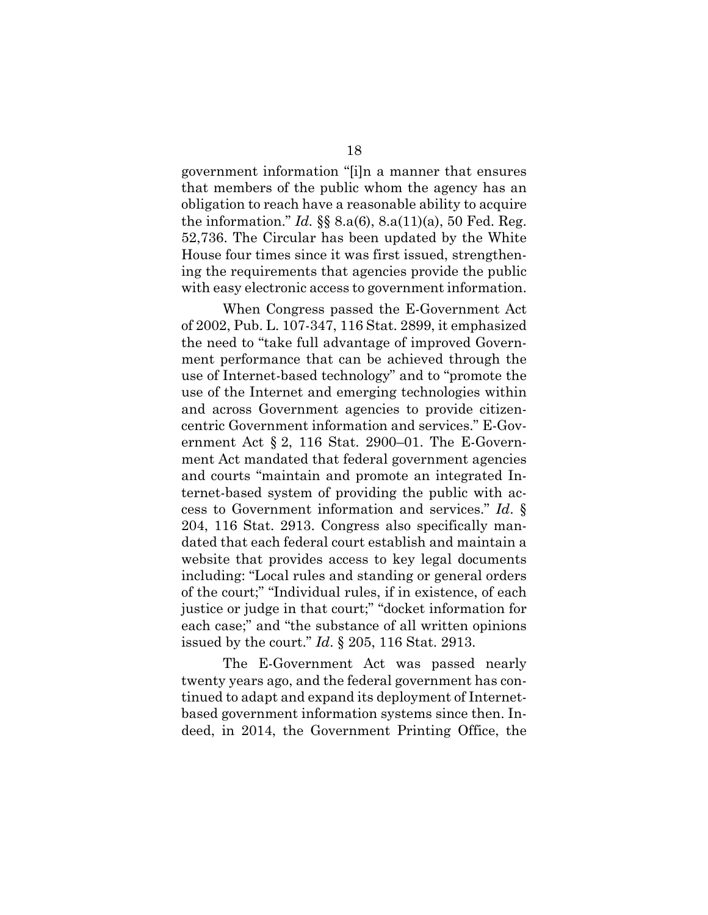government information "[i]n a manner that ensures that members of the public whom the agency has an obligation to reach have a reasonable ability to acquire the information." *Id.* §§ 8.a(6), 8.a(11)(a), 50 Fed. Reg. 52,736. The Circular has been updated by the White House four times since it was first issued, strengthening the requirements that agencies provide the public with easy electronic access to government information.

When Congress passed the E-Government Act of 2002, Pub. L. 107-347, 116 Stat. 2899, it emphasized the need to "take full advantage of improved Government performance that can be achieved through the use of Internet-based technology" and to "promote the use of the Internet and emerging technologies within and across Government agencies to provide citizen-centric Government information and services." E-Government Act § 2, 116 Stat. 2900–01. The E-Government Act mandated that federal government agencies and courts "maintain and promote an integrated Internet-based system of providing the public with access to Government information and services." *Id*. § 204, 116 Stat. 2913. Congress also specifically mandated that each federal court establish and maintain a website that provides access to key legal documents including: "Local rules and standing or general orders of the court;" "Individual rules, if in existence, of each justice or judge in that court;" "docket information for each case;" and "the substance of all written opinions issued by the court." *Id*. § 205, 116 Stat. 2913.

The E-Government Act was passed nearly twenty years ago, and the federal government has continued to adapt and expand its deployment of Internet-based government information systems since then. Indeed, in 2014, the Government Printing Office, the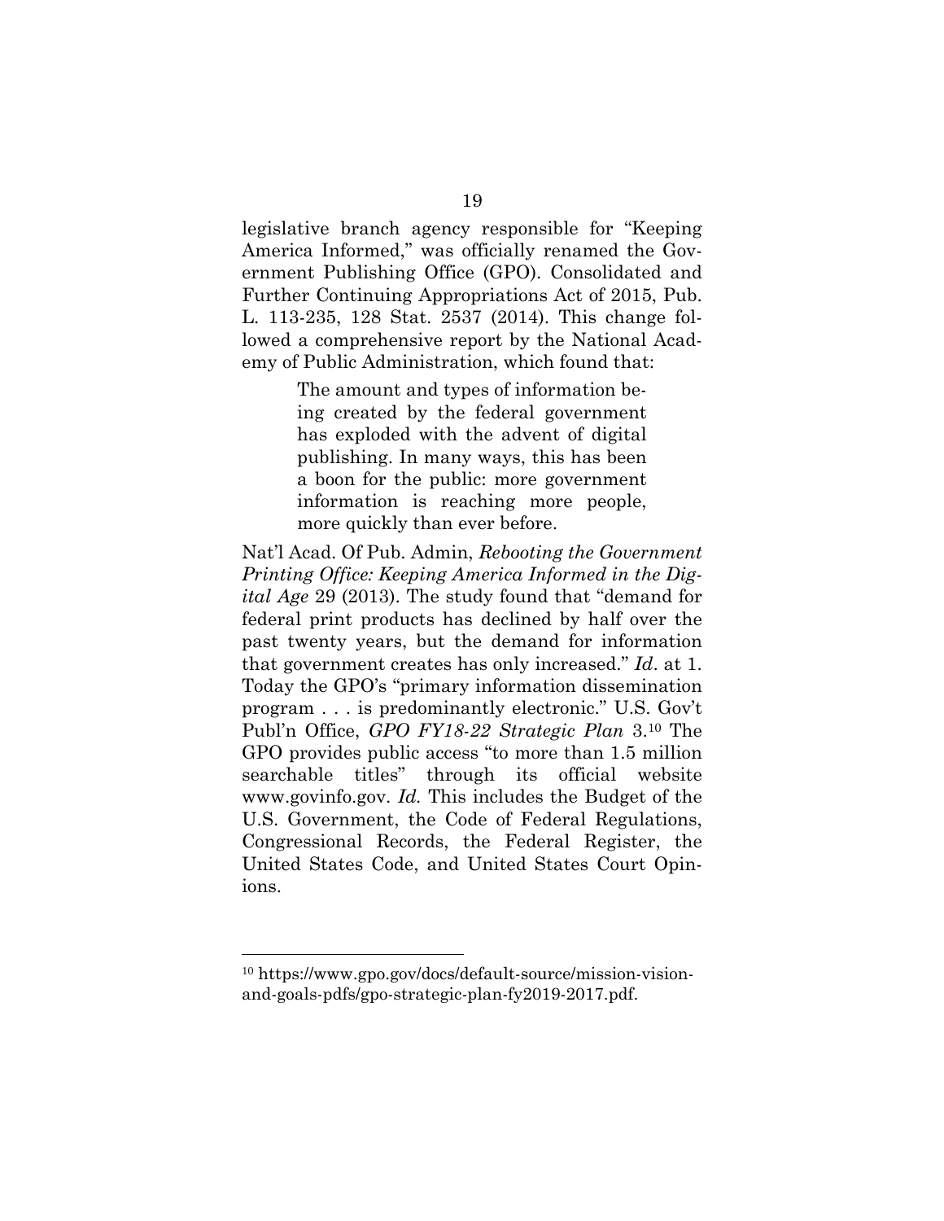legislative branch agency responsible for "Keeping America Informed," was officially renamed the Government Publishing Office (GPO). Consolidated and Further Continuing Appropriations Act of 2015, Pub. L. 113-235, 128 Stat. 2537 (2014). This change followed a comprehensive report by the National Academy of Public Administration, which found that:

> The amount and types of information being created by the federal government has exploded with the advent of digital publishing. In many ways, this has been a boon for the public: more government information is reaching more people, more quickly than ever before.

Nat'l Acad. Of Pub. Admin, *Rebooting the Government Printing Office: Keeping America Informed in the Digital Age* 29 (2013). The study found that "demand for federal print products has declined by half over the past twenty years, but the demand for information that government creates has only increased." *Id*. at 1. Today the GPO's "primary information dissemination program . . . is predominantly electronic." U.S. Gov't Publ'n Office, *GPO FY18-22 Strategic Plan* 3.[10] The GPO provides public access "to more than 1.5 million searchable titles" through its official website www.govinfo.gov. *Id.* This includes the Budget of the U.S. Government, the Code of Federal Regulations, Congressional Records, the Federal Register, the United States Code, and United States Court Opinions.

---

[10] https://www.gpo.gov/docs/default-source/mission-vision-and-goals-pdfs/gpo-strategic-plan-fy2019-2017.pdf.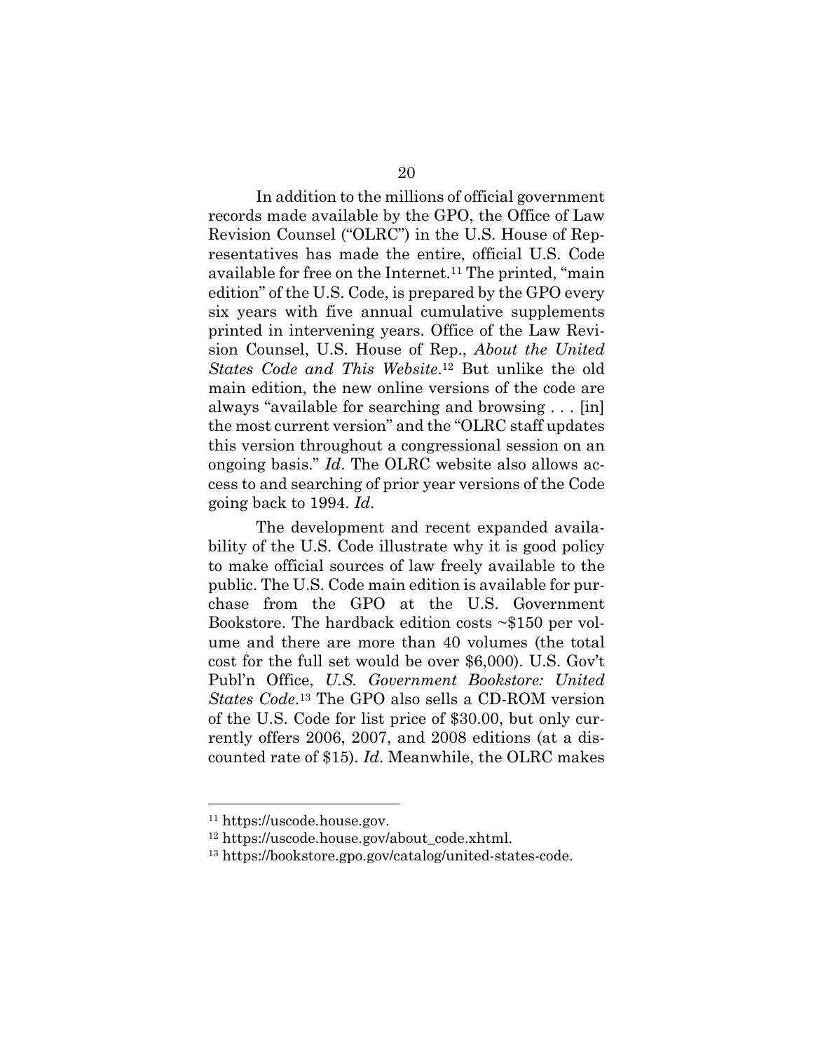In addition to the millions of official government records made available by the GPO, the Office of Law Revision Counsel ("OLRC") in the U.S. House of Representatives has made the entire, official U.S. Code available for free on the Internet.[11] The printed, "main edition" of the U.S. Code, is prepared by the GPO every six years with five annual cumulative supplements printed in intervening years. Office of the Law Revision Counsel, U.S. House of Rep., *About the United States Code and This Website*.[12] But unlike the old main edition, the new online versions of the code are always "available for searching and browsing . . . [in] the most current version" and the "OLRC staff updates this version throughout a congressional session on an ongoing basis." *Id*. The OLRC website also allows access to and searching of prior year versions of the Code going back to 1994. *Id*.

The development and recent expanded availability of the U.S. Code illustrate why it is good policy to make official sources of law freely available to the public. The U.S. Code main edition is available for purchase from the GPO at the U.S. Government Bookstore. The hardback edition costs ~$150 per volume and there are more than 40 volumes (the total cost for the full set would be over $6,000). U.S. Gov't Publ'n Office, *U.S. Government Bookstore: United States Code*.[13] The GPO also sells a CD-ROM version of the U.S. Code for list price of $30.00, but only currently offers 2006, 2007, and 2008 editions (at a discounted rate of $15). *Id*. Meanwhile, the OLRC makes

---

[11] https://uscode.house.gov.

[12] https://uscode.house.gov/about_code.xhtml.

[13] https://bookstore.gpo.gov/catalog/united-states-code.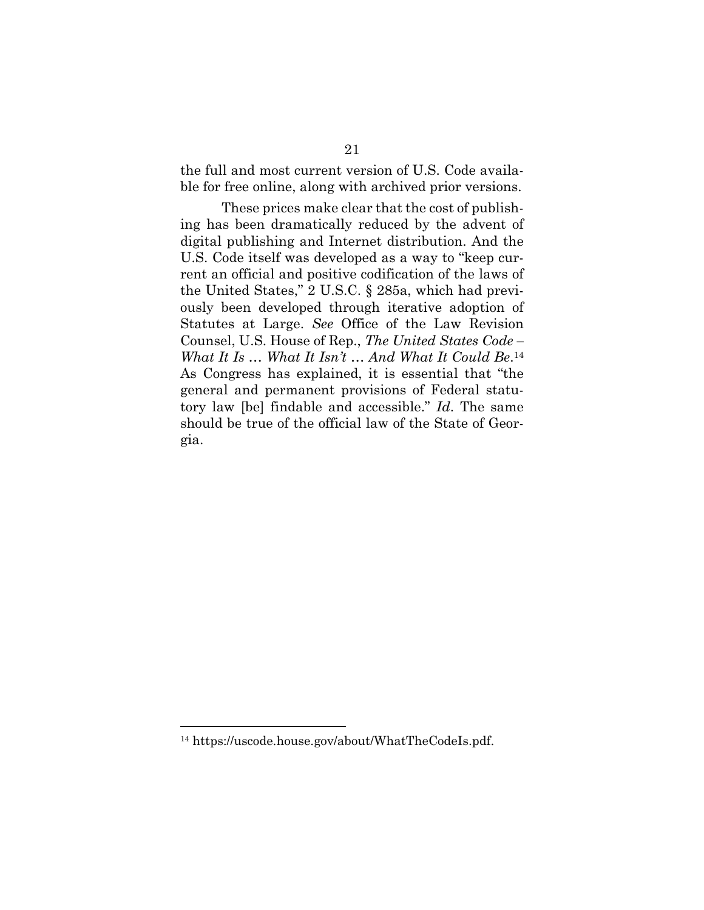the full and most current version of U.S. Code available for free online, along with archived prior versions.

These prices make clear that the cost of publishing has been dramatically reduced by the advent of digital publishing and Internet distribution. And the U.S. Code itself was developed as a way to "keep current an official and positive codification of the laws of the United States," 2 U.S.C. § 285a, which had previously been developed through iterative adoption of Statutes at Large. *See* Office of the Law Revision Counsel, U.S. House of Rep., *The United States Code – What It Is … What It Isn't … And What It Could Be*.[14] As Congress has explained, it is essential that "the general and permanent provisions of Federal statutory law [be] findable and accessible." *Id*. The same should be true of the official law of the State of Georgia.

---

[14] https://uscode.house.gov/about/WhatTheCodeIs.pdf.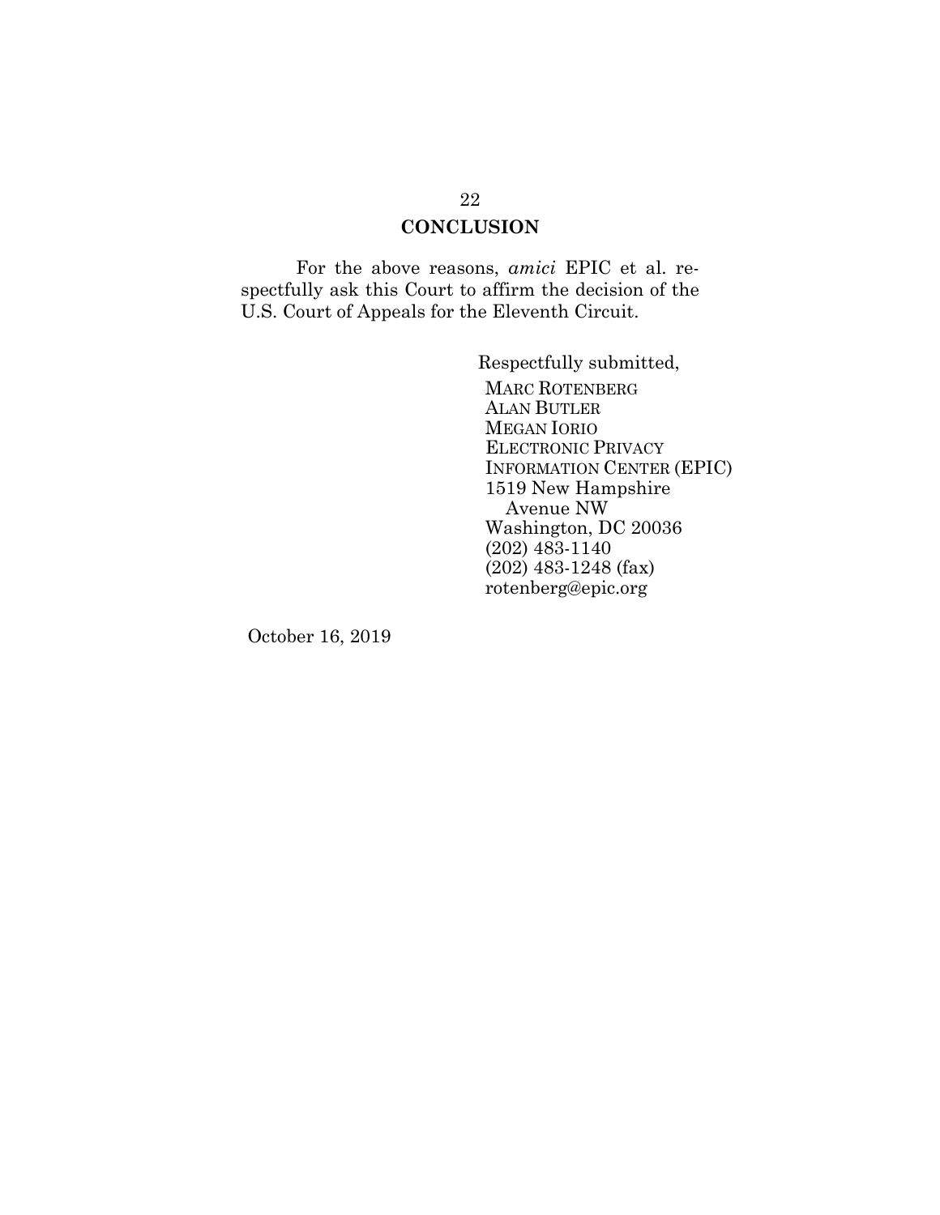## CONCLUSION

For the above reasons, *amici* EPIC et al. respectfully ask this Court to affirm the decision of the U.S. Court of Appeals for the Eleventh Circuit.

Respectfully submitted,

MARC ROTENBERG
ALAN BUTLER
MEGAN IORIO
ELECTRONIC PRIVACY
INFORMATION CENTER (EPIC)
1519 New Hampshire
Avenue NW
Washington, DC 20036
(202) 483-1140
(202) 483-1248 (fax)
rotenberg@epic.org

October 16, 2019